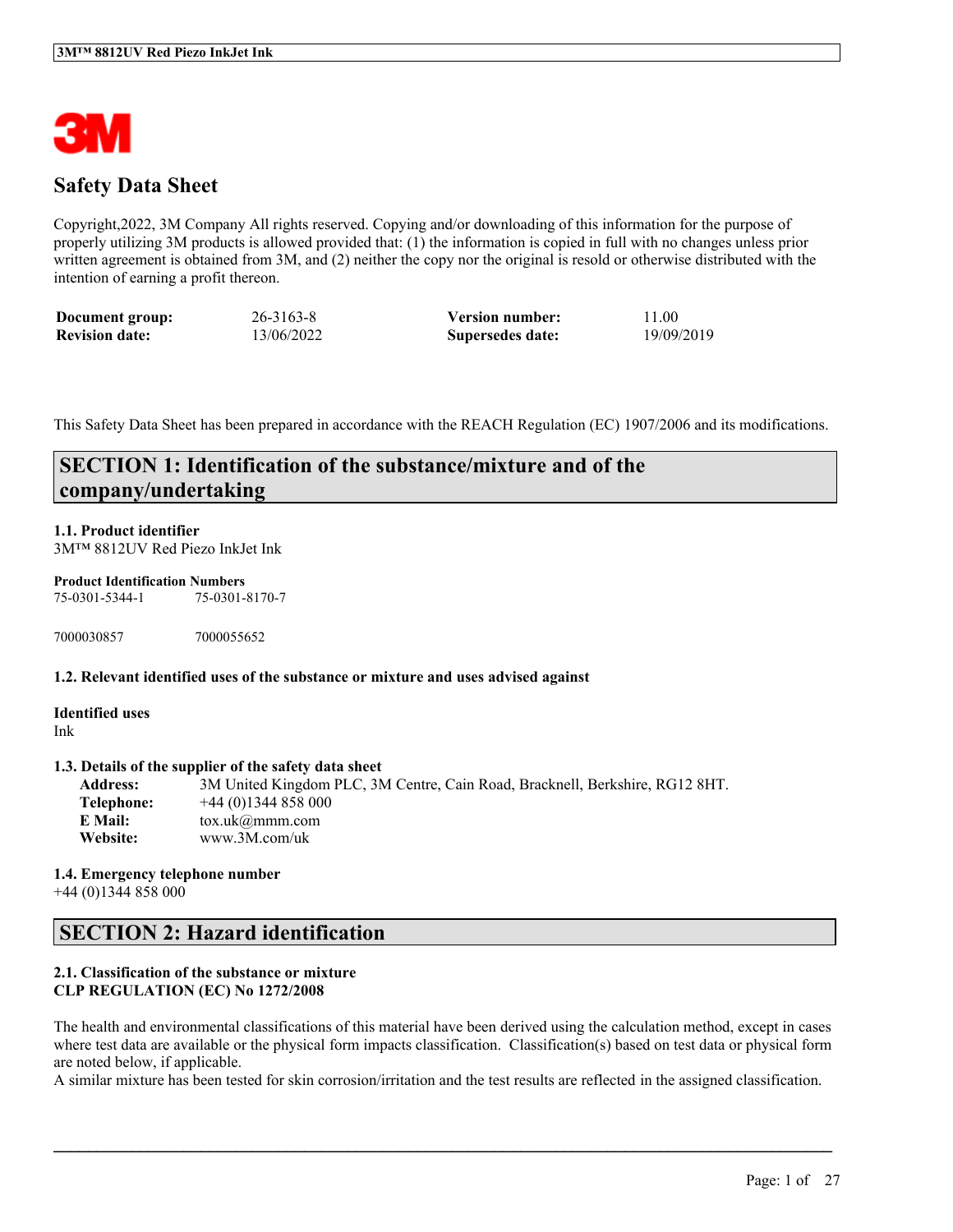# Safety Data Sheet

Copyright,2022, 3M Company All rights reserved. Copying and/or downloading of this information for the purpose of properly utilizing 3M products is allowed provided that: (1) the information is copied in full with no changes unless prior written agreement is obtained from 3M, and (2) neither the copy nor the original is resold or otherwise distributed with the intention of earning a profit thereon.

| | | | |
|---|---|---|---|
| **Document group:** | 26-3163-8 | **Version number:** | 11.00 |
| **Revision date:** | 13/06/2022 | **Supersedes date:** | 19/09/2019 |

This Safety Data Sheet has been prepared in accordance with the REACH Regulation (EC) 1907/2006 and its modifications.

## SECTION 1: Identification of the substance/mixture and of the company/undertaking

### 1.1. Product identifier

3M™ 8812UV Red Piezo InkJet Ink

**Product Identification Numbers**

75-0301-5344-1 75-0301-8170-7

7000030857 7000055652

### 1.2. Relevant identified uses of the substance or mixture and uses advised against

**Identified uses**

Ink

### 1.3. Details of the supplier of the safety data sheet

| | |
|---|---|
| **Address:** | 3M United Kingdom PLC, 3M Centre, Cain Road, Bracknell, Berkshire, RG12 8HT. |
| **Telephone:** | +44 (0)1344 858 000 |
| **E Mail:** | tox.uk@mmm.com |
| **Website:** | www.3M.com/uk |

### 1.4. Emergency telephone number

+44 (0)1344 858 000

## SECTION 2: Hazard identification

### 2.1. Classification of the substance or mixture
**CLP REGULATION (EC) No 1272/2008**

The health and environmental classifications of this material have been derived using the calculation method, except in cases where test data are available or the physical form impacts classification. Classification(s) based on test data or physical form are noted below, if applicable.
A similar mixture has been tested for skin corrosion/irritation and the test results are reflected in the assigned classification.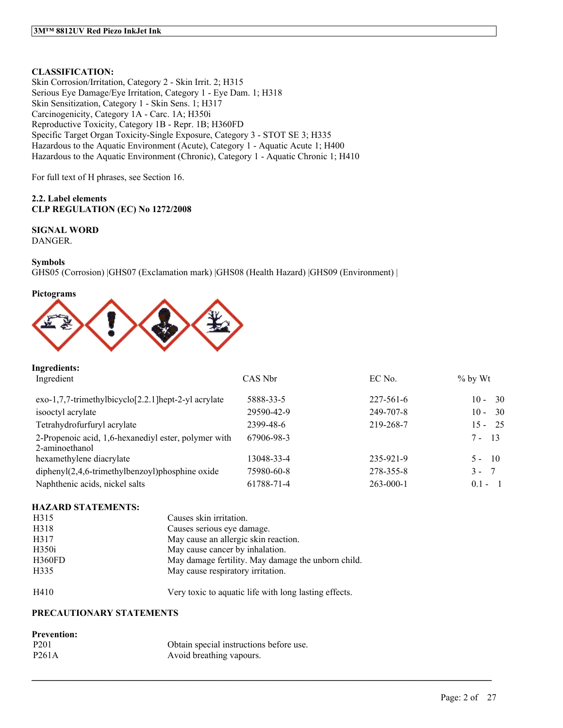**CLASSIFICATION:**
Skin Corrosion/Irritation, Category 2 - Skin Irrit. 2; H315
Serious Eye Damage/Eye Irritation, Category 1 - Eye Dam. 1; H318
Skin Sensitization, Category 1 - Skin Sens. 1; H317
Carcinogenicity, Category 1A - Carc. 1A; H350i
Reproductive Toxicity, Category 1B - Repr. 1B; H360FD
Specific Target Organ Toxicity-Single Exposure, Category 3 - STOT SE 3; H335
Hazardous to the Aquatic Environment (Acute), Category 1 - Aquatic Acute 1; H400
Hazardous to the Aquatic Environment (Chronic), Category 1 - Aquatic Chronic 1; H410

For full text of H phrases, see Section 16.

### 2.2. Label elements

**CLP REGULATION (EC) No 1272/2008**

**SIGNAL WORD**
DANGER.

**Symbols**
GHS05 (Corrosion) |GHS07 (Exclamation mark) |GHS08 (Health Hazard) |GHS09 (Environment) |

**Pictograms**

**Ingredients:**

| Ingredient | CAS Nbr | EC No. | % by Wt |
|---|---|---|---|
| exo-1,7,7-trimethylbicyclo[2.2.1]hept-2-yl acrylate | 5888-33-5 | 227-561-6 | 10 - 30 |
| isooctyl acrylate | 29590-42-9 | 249-707-8 | 10 - 30 |
| Tetrahydrofurfuryl acrylate | 2399-48-6 | 219-268-7 | 15 - 25 |
| 2-Propenoic acid, 1,6-hexanediyl ester, polymer with 2-aminoethanol | 67906-98-3 | | 7 - 13 |
| hexamethylene diacrylate | 13048-33-4 | 235-921-9 | 5 - 10 |
| diphenyl(2,4,6-trimethylbenzoyl)phosphine oxide | 75980-60-8 | 278-355-8 | 3 - 7 |
| Naphthenic acids, nickel salts | 61788-71-4 | 263-000-1 | 0.1 - 1 |

**HAZARD STATEMENTS:**

| | |
|---|---|
| H315 | Causes skin irritation. |
| H318 | Causes serious eye damage. |
| H317 | May cause an allergic skin reaction. |
| H350i | May cause cancer by inhalation. |
| H360FD | May damage fertility. May damage the unborn child. |
| H335 | May cause respiratory irritation. |
| H410 | Very toxic to aquatic life with long lasting effects. |

**PRECAUTIONARY STATEMENTS**

**Prevention:**

| | |
|---|---|
| P201 | Obtain special instructions before use. |
| P261A | Avoid breathing vapours. |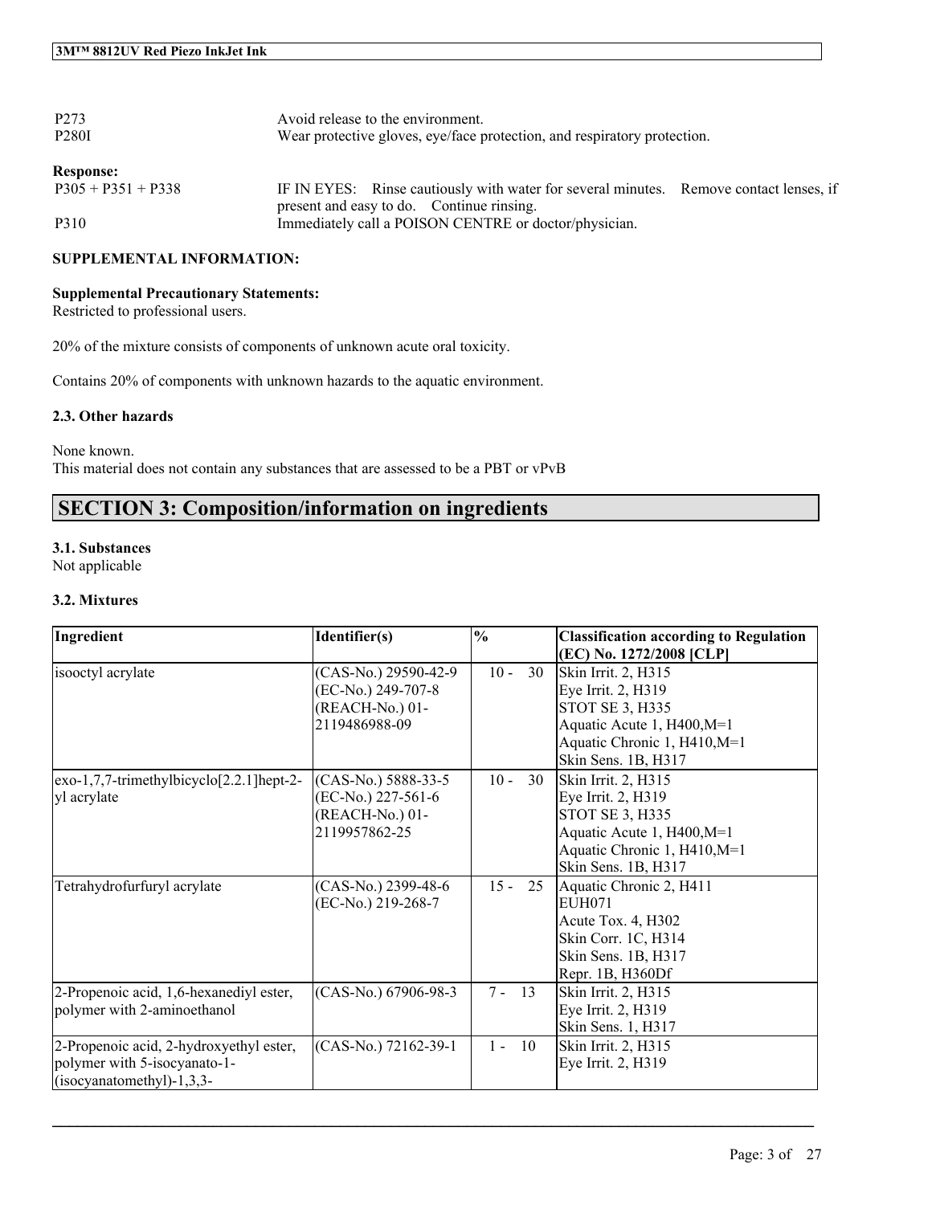| | |
|---|---|
| P273 | Avoid release to the environment. |
| P280I | Wear protective gloves, eye/face protection, and respiratory protection. |

**Response:**

| | |
|---|---|
| P305 + P351 + P338 | IF IN EYES: Rinse cautiously with water for several minutes. Remove contact lenses, if present and easy to do. Continue rinsing. |
| P310 | Immediately call a POISON CENTRE or doctor/physician. |

**SUPPLEMENTAL INFORMATION:**

**Supplemental Precautionary Statements:**
Restricted to professional users.

20% of the mixture consists of components of unknown acute oral toxicity.

Contains 20% of components with unknown hazards to the aquatic environment.

**2.3. Other hazards**

None known.
This material does not contain any substances that are assessed to be a PBT or vPvB

# SECTION 3: Composition/information on ingredients

**3.1. Substances**
Not applicable

**3.2. Mixtures**

| Ingredient | Identifier(s) | % | Classification according to Regulation (EC) No. 1272/2008 [CLP] |
|---|---|---|---|
| isooctyl acrylate | (CAS-No.) 29590-42-9<br>(EC-No.) 249-707-8<br>(REACH-No.) 01-2119486988-09 | 10 - 30 | Skin Irrit. 2, H315<br>Eye Irrit. 2, H319<br>STOT SE 3, H335<br>Aquatic Acute 1, H400,M=1<br>Aquatic Chronic 1, H410,M=1<br>Skin Sens. 1B, H317 |
| exo-1,7,7-trimethylbicyclo[2.2.1]hept-2-yl acrylate | (CAS-No.) 5888-33-5<br>(EC-No.) 227-561-6<br>(REACH-No.) 01-2119957862-25 | 10 - 30 | Skin Irrit. 2, H315<br>Eye Irrit. 2, H319<br>STOT SE 3, H335<br>Aquatic Acute 1, H400,M=1<br>Aquatic Chronic 1, H410,M=1<br>Skin Sens. 1B, H317 |
| Tetrahydrofurfuryl acrylate | (CAS-No.) 2399-48-6<br>(EC-No.) 219-268-7 | 15 - 25 | Aquatic Chronic 2, H411<br>EUH071<br>Acute Tox. 4, H302<br>Skin Corr. 1C, H314<br>Skin Sens. 1B, H317<br>Repr. 1B, H360Df |
| 2-Propenoic acid, 1,6-hexanediyl ester, polymer with 2-aminoethanol | (CAS-No.) 67906-98-3 | 7 - 13 | Skin Irrit. 2, H315<br>Eye Irrit. 2, H319<br>Skin Sens. 1, H317 |
| 2-Propenoic acid, 2-hydroxyethyl ester, polymer with 5-isocyanato-1-(isocyanatomethyl)-1,3,3- | (CAS-No.) 72162-39-1 | 1 - 10 | Skin Irrit. 2, H315<br>Eye Irrit. 2, H319 |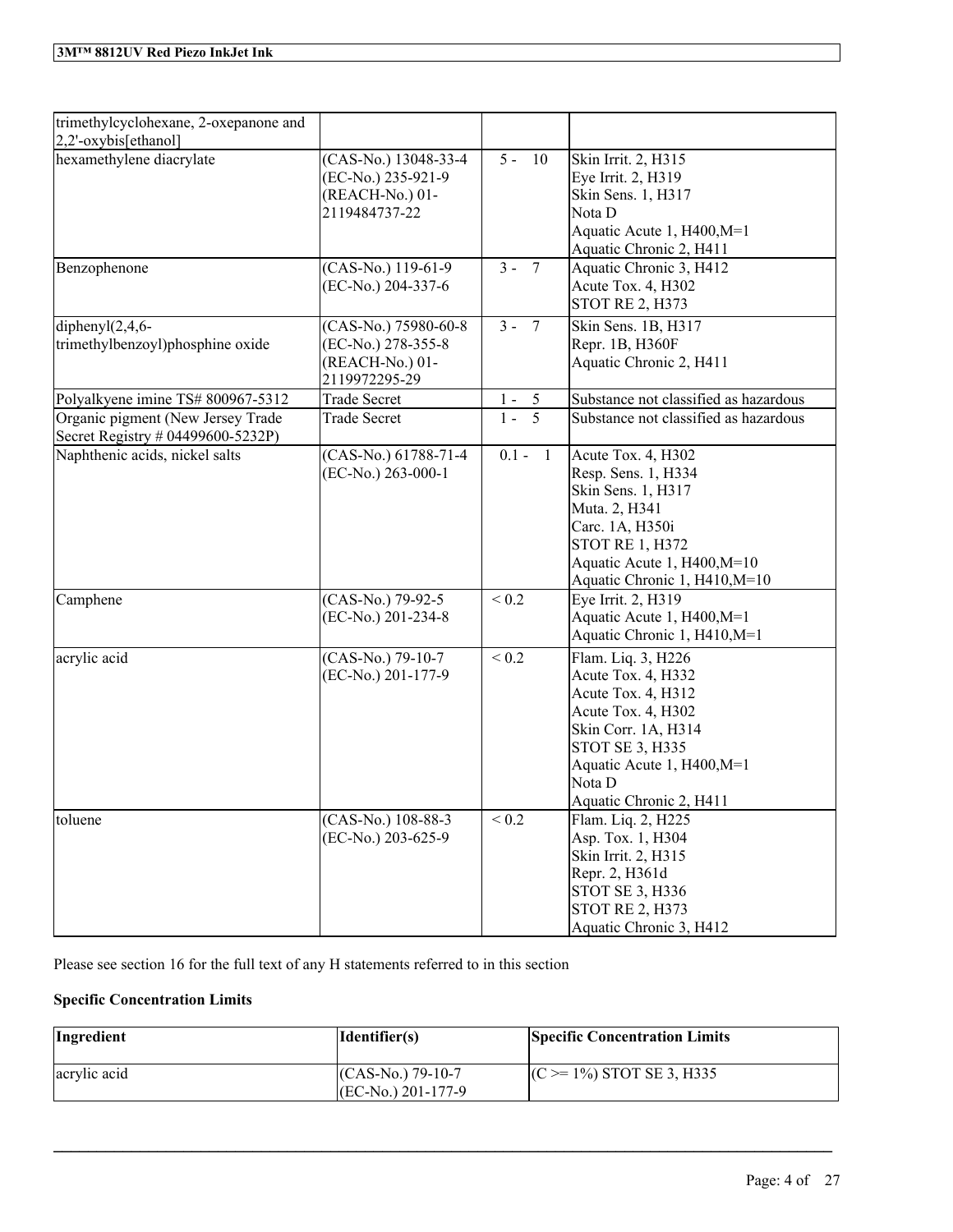| | | | |
|---|---|---|---|
| trimethylcyclohexane, 2-oxepanone and 2,2'-oxybis[ethanol] | | | |
| hexamethylene diacrylate | (CAS-No.) 13048-33-4<br>(EC-No.) 235-921-9<br>(REACH-No.) 01-2119484737-22 | 5 - 10 | Skin Irrit. 2, H315<br>Eye Irrit. 2, H319<br>Skin Sens. 1, H317<br>Nota D<br>Aquatic Acute 1, H400,M=1<br>Aquatic Chronic 2, H411 |
| Benzophenone | (CAS-No.) 119-61-9<br>(EC-No.) 204-337-6 | 3 - 7 | Aquatic Chronic 3, H412<br>Acute Tox. 4, H302<br>STOT RE 2, H373 |
| diphenyl(2,4,6-trimethylbenzoyl)phosphine oxide | (CAS-No.) 75980-60-8<br>(EC-No.) 278-355-8<br>(REACH-No.) 01-2119972295-29 | 3 - 7 | Skin Sens. 1B, H317<br>Repr. 1B, H360F<br>Aquatic Chronic 2, H411 |
| Polyalkyene imine TS# 800967-5312 | Trade Secret | 1 - 5 | Substance not classified as hazardous |
| Organic pigment (New Jersey Trade Secret Registry # 04499600-5232P) | Trade Secret | 1 - 5 | Substance not classified as hazardous |
| Naphthenic acids, nickel salts | (CAS-No.) 61788-71-4<br>(EC-No.) 263-000-1 | 0.1 - 1 | Acute Tox. 4, H302<br>Resp. Sens. 1, H334<br>Skin Sens. 1, H317<br>Muta. 2, H341<br>Carc. 1A, H350i<br>STOT RE 1, H372<br>Aquatic Acute 1, H400,M=10<br>Aquatic Chronic 1, H410,M=10 |
| Camphene | (CAS-No.) 79-92-5<br>(EC-No.) 201-234-8 | < 0.2 | Eye Irrit. 2, H319<br>Aquatic Acute 1, H400,M=1<br>Aquatic Chronic 1, H410,M=1 |
| acrylic acid | (CAS-No.) 79-10-7<br>(EC-No.) 201-177-9 | < 0.2 | Flam. Liq. 3, H226<br>Acute Tox. 4, H332<br>Acute Tox. 4, H312<br>Acute Tox. 4, H302<br>Skin Corr. 1A, H314<br>STOT SE 3, H335<br>Aquatic Acute 1, H400,M=1<br>Nota D<br>Aquatic Chronic 2, H411 |
| toluene | (CAS-No.) 108-88-3<br>(EC-No.) 203-625-9 | < 0.2 | Flam. Liq. 2, H225<br>Asp. Tox. 1, H304<br>Skin Irrit. 2, H315<br>Repr. 2, H361d<br>STOT SE 3, H336<br>STOT RE 2, H373<br>Aquatic Chronic 3, H412 |

Please see section 16 for the full text of any H statements referred to in this section

**Specific Concentration Limits**

| Ingredient | Identifier(s) | Specific Concentration Limits |
|---|---|---|
| acrylic acid | (CAS-No.) 79-10-7<br>(EC-No.) 201-177-9 | (C >= 1%) STOT SE 3, H335 |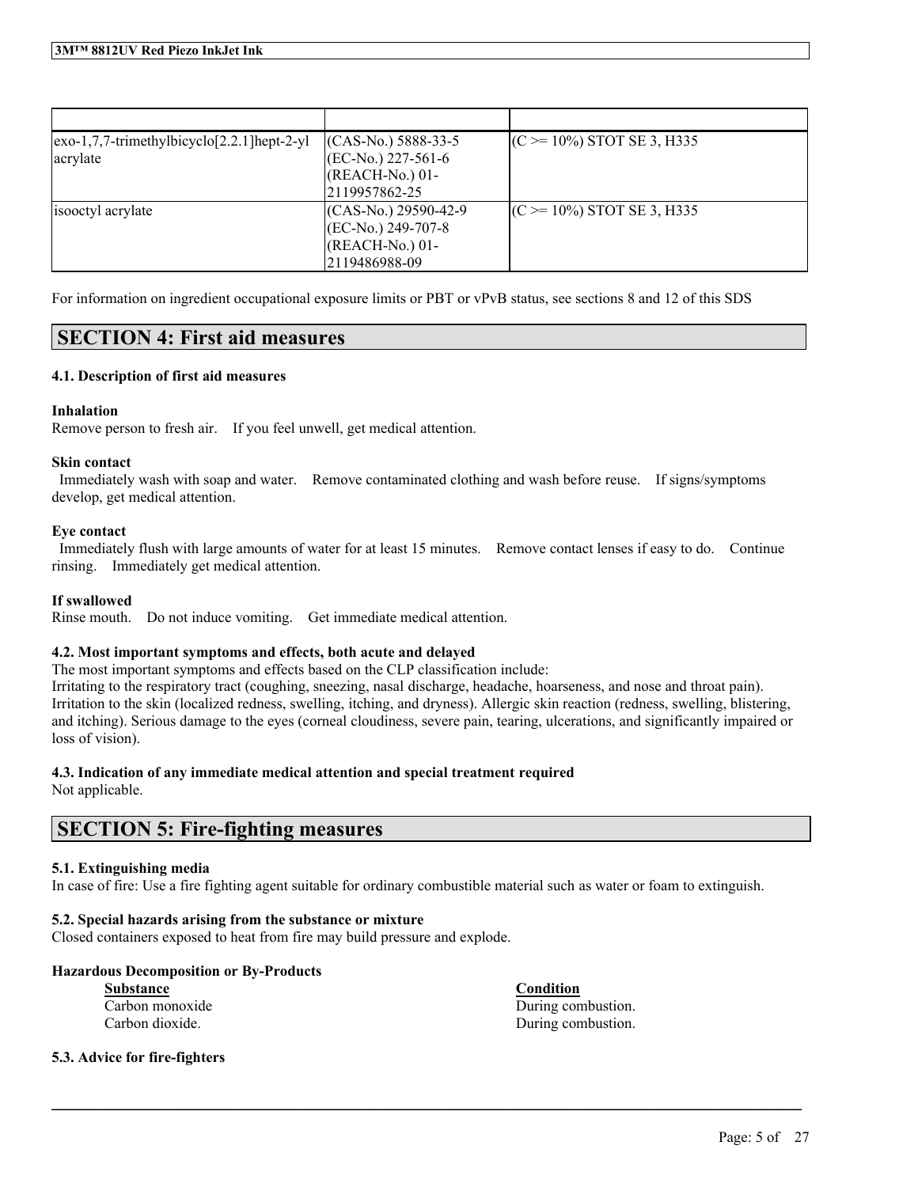| | | |
|---|---|---|
| exo-1,7,7-trimethylbicyclo[2.2.1]hept-2-yl acrylate | (CAS-No.) 5888-33-5 (EC-No.) 227-561-6 (REACH-No.) 01-2119957862-25 | (C >= 10%) STOT SE 3, H335 |
| isooctyl acrylate | (CAS-No.) 29590-42-9 (EC-No.) 249-707-8 (REACH-No.) 01-2119486988-09 | (C >= 10%) STOT SE 3, H335 |

For information on ingredient occupational exposure limits or PBT or vPvB status, see sections 8 and 12 of this SDS

## SECTION 4: First aid measures

### 4.1. Description of first aid measures

**Inhalation**
Remove person to fresh air. If you feel unwell, get medical attention.

**Skin contact**
Immediately wash with soap and water. Remove contaminated clothing and wash before reuse. If signs/symptoms develop, get medical attention.

**Eye contact**
Immediately flush with large amounts of water for at least 15 minutes. Remove contact lenses if easy to do. Continue rinsing. Immediately get medical attention.

**If swallowed**
Rinse mouth. Do not induce vomiting. Get immediate medical attention.

### 4.2. Most important symptoms and effects, both acute and delayed

The most important symptoms and effects based on the CLP classification include:
Irritating to the respiratory tract (coughing, sneezing, nasal discharge, headache, hoarseness, and nose and throat pain). Irritation to the skin (localized redness, swelling, itching, and dryness). Allergic skin reaction (redness, swelling, blistering, and itching). Serious damage to the eyes (corneal cloudiness, severe pain, tearing, ulcerations, and significantly impaired or loss of vision).

### 4.3. Indication of any immediate medical attention and special treatment required

Not applicable.

## SECTION 5: Fire-fighting measures

### 5.1. Extinguishing media

In case of fire: Use a fire fighting agent suitable for ordinary combustible material such as water or foam to extinguish.

### 5.2. Special hazards arising from the substance or mixture

Closed containers exposed to heat from fire may build pressure and explode.

**Hazardous Decomposition or By-Products**

| Substance | Condition |
|---|---|
| Carbon monoxide | During combustion. |
| Carbon dioxide. | During combustion. |

### 5.3. Advice for fire-fighters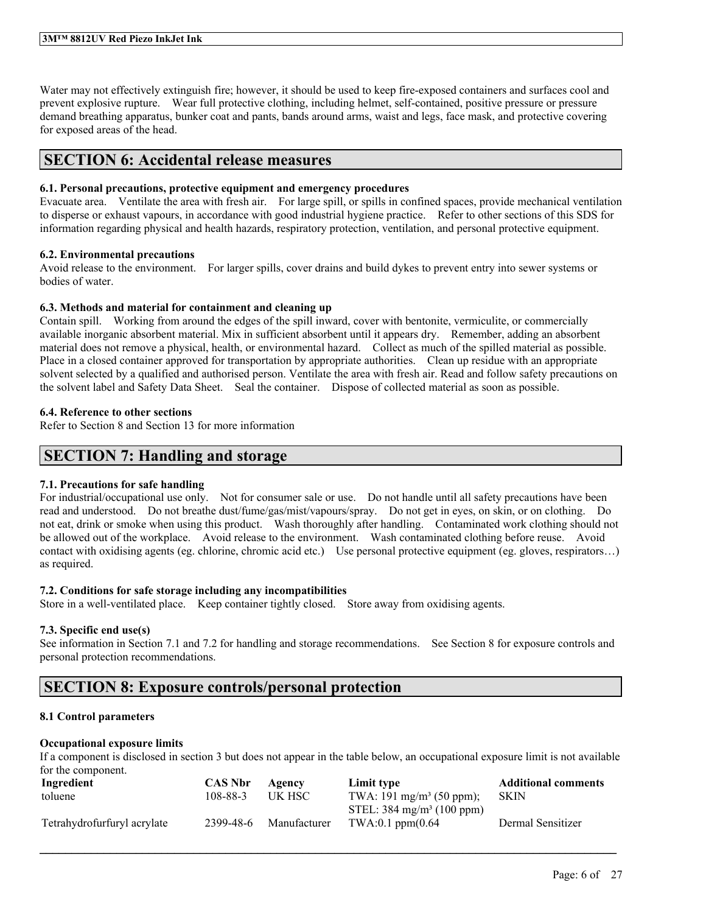Water may not effectively extinguish fire; however, it should be used to keep fire-exposed containers and surfaces cool and prevent explosive rupture. Wear full protective clothing, including helmet, self-contained, positive pressure or pressure demand breathing apparatus, bunker coat and pants, bands around arms, waist and legs, face mask, and protective covering for exposed areas of the head.

## SECTION 6: Accidental release measures

### 6.1. Personal precautions, protective equipment and emergency procedures

Evacuate area. Ventilate the area with fresh air. For large spill, or spills in confined spaces, provide mechanical ventilation to disperse or exhaust vapours, in accordance with good industrial hygiene practice. Refer to other sections of this SDS for information regarding physical and health hazards, respiratory protection, ventilation, and personal protective equipment.

### 6.2. Environmental precautions

Avoid release to the environment. For larger spills, cover drains and build dykes to prevent entry into sewer systems or bodies of water.

### 6.3. Methods and material for containment and cleaning up

Contain spill. Working from around the edges of the spill inward, cover with bentonite, vermiculite, or commercially available inorganic absorbent material. Mix in sufficient absorbent until it appears dry. Remember, adding an absorbent material does not remove a physical, health, or environmental hazard. Collect as much of the spilled material as possible. Place in a closed container approved for transportation by appropriate authorities. Clean up residue with an appropriate solvent selected by a qualified and authorised person. Ventilate the area with fresh air. Read and follow safety precautions on the solvent label and Safety Data Sheet. Seal the container. Dispose of collected material as soon as possible.

### 6.4. Reference to other sections

Refer to Section 8 and Section 13 for more information

## SECTION 7: Handling and storage

### 7.1. Precautions for safe handling

For industrial/occupational use only. Not for consumer sale or use. Do not handle until all safety precautions have been read and understood. Do not breathe dust/fume/gas/mist/vapours/spray. Do not get in eyes, on skin, or on clothing. Do not eat, drink or smoke when using this product. Wash thoroughly after handling. Contaminated work clothing should not be allowed out of the workplace. Avoid release to the environment. Wash contaminated clothing before reuse. Avoid contact with oxidising agents (eg. chlorine, chromic acid etc.) Use personal protective equipment (eg. gloves, respirators…) as required.

### 7.2. Conditions for safe storage including any incompatibilities

Store in a well-ventilated place. Keep container tightly closed. Store away from oxidising agents.

### 7.3. Specific end use(s)

See information in Section 7.1 and 7.2 for handling and storage recommendations. See Section 8 for exposure controls and personal protection recommendations.

## SECTION 8: Exposure controls/personal protection

### 8.1 Control parameters

**Occupational exposure limits**

If a component is disclosed in section 3 but does not appear in the table below, an occupational exposure limit is not available for the component.

| Ingredient | CAS Nbr | Agency | Limit type | Additional comments |
|---|---|---|---|---|
| toluene | 108-88-3 | UK HSC | TWA: 191 mg/m³ (50 ppm); STEL: 384 mg/m³ (100 ppm) | SKIN |
| Tetrahydrofurfuryl acrylate | 2399-48-6 | Manufacturer | TWA:0.1 ppm(0.64 | Dermal Sensitizer |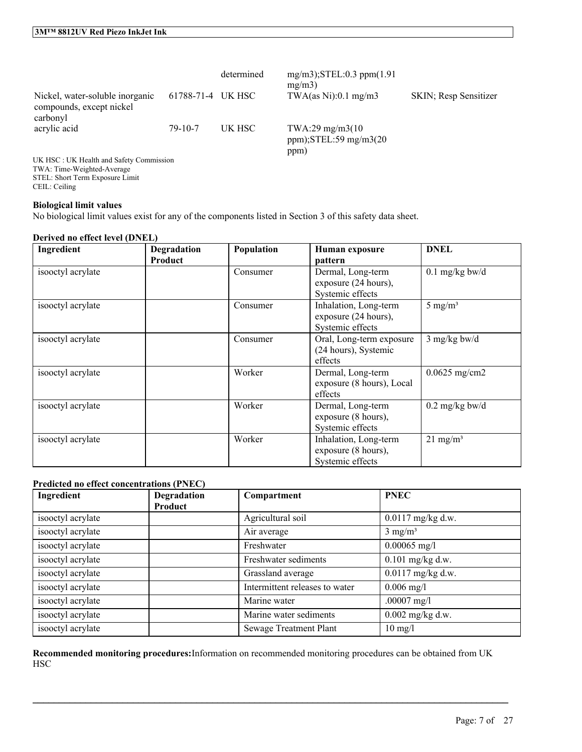| | | determined | mg/m3);STEL:0.3 ppm(1.91 mg/m3) | |
|---|---|---|---|---|
| Nickel, water-soluble inorganic compounds, except nickel carbonyl | 61788-71-4 | UK HSC | TWA(as Ni):0.1 mg/m3 | SKIN; Resp Sensitizer |
| acrylic acid | 79-10-7 | UK HSC | TWA:29 mg/m3(10 ppm);STEL:59 mg/m3(20 ppm) | |

UK HSC : UK Health and Safety Commission
TWA: Time-Weighted-Average
STEL: Short Term Exposure Limit
CEIL: Ceiling

**Biological limit values**

No biological limit values exist for any of the components listed in Section 3 of this safety data sheet.

**Derived no effect level (DNEL)**

| Ingredient | Degradation Product | Population | Human exposure pattern | DNEL |
|---|---|---|---|---|
| isooctyl acrylate | | Consumer | Dermal, Long-term exposure (24 hours), Systemic effects | 0.1 mg/kg bw/d |
| isooctyl acrylate | | Consumer | Inhalation, Long-term exposure (24 hours), Systemic effects | 5 mg/m³ |
| isooctyl acrylate | | Consumer | Oral, Long-term exposure (24 hours), Systemic effects | 3 mg/kg bw/d |
| isooctyl acrylate | | Worker | Dermal, Long-term exposure (8 hours), Local effects | 0.0625 mg/cm2 |
| isooctyl acrylate | | Worker | Dermal, Long-term exposure (8 hours), Systemic effects | 0.2 mg/kg bw/d |
| isooctyl acrylate | | Worker | Inhalation, Long-term exposure (8 hours), Systemic effects | 21 mg/m³ |

**Predicted no effect concentrations (PNEC)**

| Ingredient | Degradation Product | Compartment | PNEC |
|---|---|---|---|
| isooctyl acrylate | | Agricultural soil | 0.0117 mg/kg d.w. |
| isooctyl acrylate | | Air average | 3 mg/m³ |
| isooctyl acrylate | | Freshwater | 0.00065 mg/l |
| isooctyl acrylate | | Freshwater sediments | 0.101 mg/kg d.w. |
| isooctyl acrylate | | Grassland average | 0.0117 mg/kg d.w. |
| isooctyl acrylate | | Intermittent releases to water | 0.006 mg/l |
| isooctyl acrylate | | Marine water | .00007 mg/l |
| isooctyl acrylate | | Marine water sediments | 0.002 mg/kg d.w. |
| isooctyl acrylate | | Sewage Treatment Plant | 10 mg/l |

**Recommended monitoring procedures:**Information on recommended monitoring procedures can be obtained from UK HSC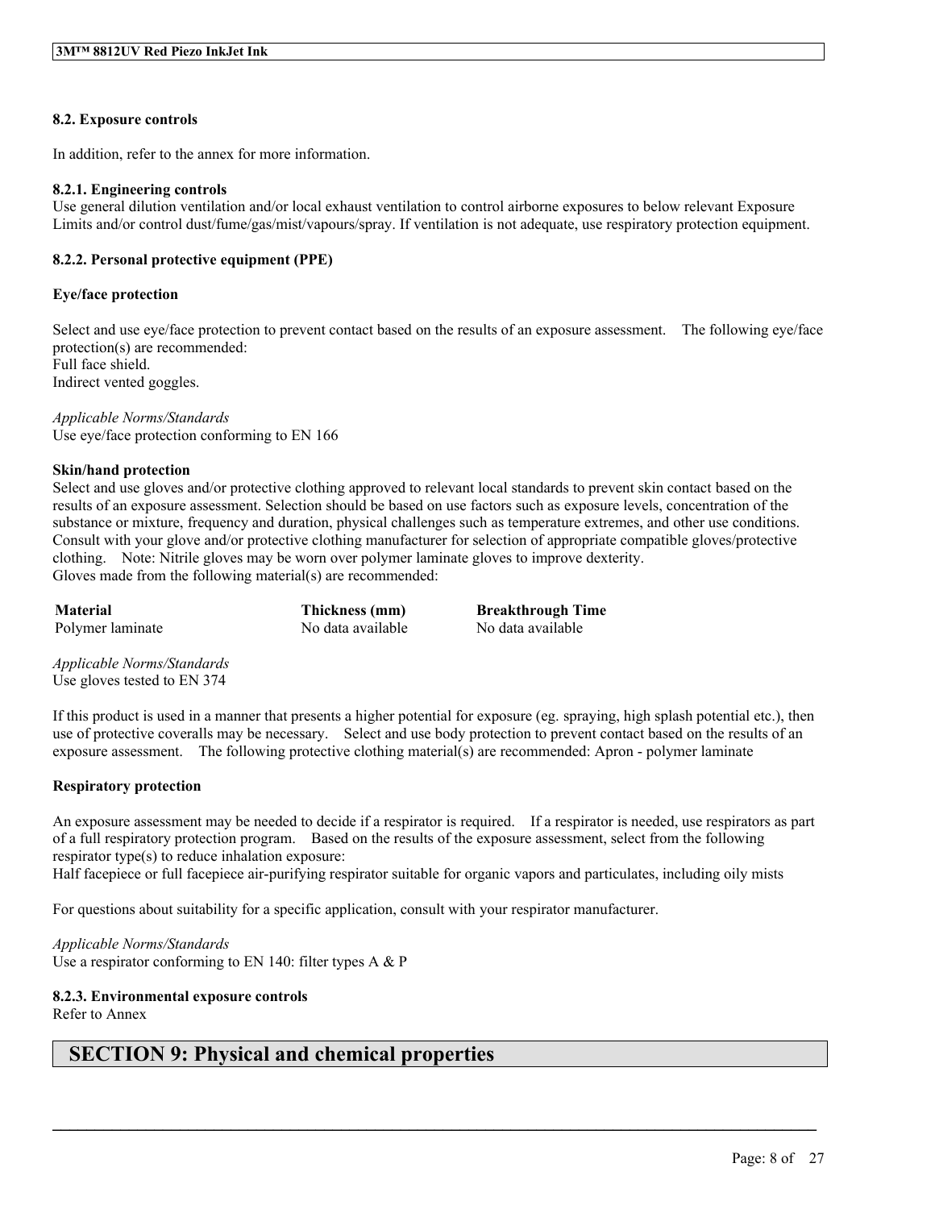#### 8.2. Exposure controls

In addition, refer to the annex for more information.

#### 8.2.1. Engineering controls

Use general dilution ventilation and/or local exhaust ventilation to control airborne exposures to below relevant Exposure Limits and/or control dust/fume/gas/mist/vapours/spray. If ventilation is not adequate, use respiratory protection equipment.

#### 8.2.2. Personal protective equipment (PPE)

**Eye/face protection**

Select and use eye/face protection to prevent contact based on the results of an exposure assessment. The following eye/face protection(s) are recommended:
Full face shield.
Indirect vented goggles.

*Applicable Norms/Standards*
Use eye/face protection conforming to EN 166

**Skin/hand protection**

Select and use gloves and/or protective clothing approved to relevant local standards to prevent skin contact based on the results of an exposure assessment. Selection should be based on use factors such as exposure levels, concentration of the substance or mixture, frequency and duration, physical challenges such as temperature extremes, and other use conditions. Consult with your glove and/or protective clothing manufacturer for selection of appropriate compatible gloves/protective clothing. Note: Nitrile gloves may be worn over polymer laminate gloves to improve dexterity.
Gloves made from the following material(s) are recommended:

| Material | Thickness (mm) | Breakthrough Time |
|---|---|---|
| Polymer laminate | No data available | No data available |

*Applicable Norms/Standards*
Use gloves tested to EN 374

If this product is used in a manner that presents a higher potential for exposure (eg. spraying, high splash potential etc.), then use of protective coveralls may be necessary. Select and use body protection to prevent contact based on the results of an exposure assessment. The following protective clothing material(s) are recommended: Apron - polymer laminate

**Respiratory protection**

An exposure assessment may be needed to decide if a respirator is required. If a respirator is needed, use respirators as part of a full respiratory protection program. Based on the results of the exposure assessment, select from the following respirator type(s) to reduce inhalation exposure:
Half facepiece or full facepiece air-purifying respirator suitable for organic vapors and particulates, including oily mists

For questions about suitability for a specific application, consult with your respirator manufacturer.

*Applicable Norms/Standards*
Use a respirator conforming to EN 140: filter types A & P

#### 8.2.3. Environmental exposure controls

Refer to Annex

## SECTION 9: Physical and chemical properties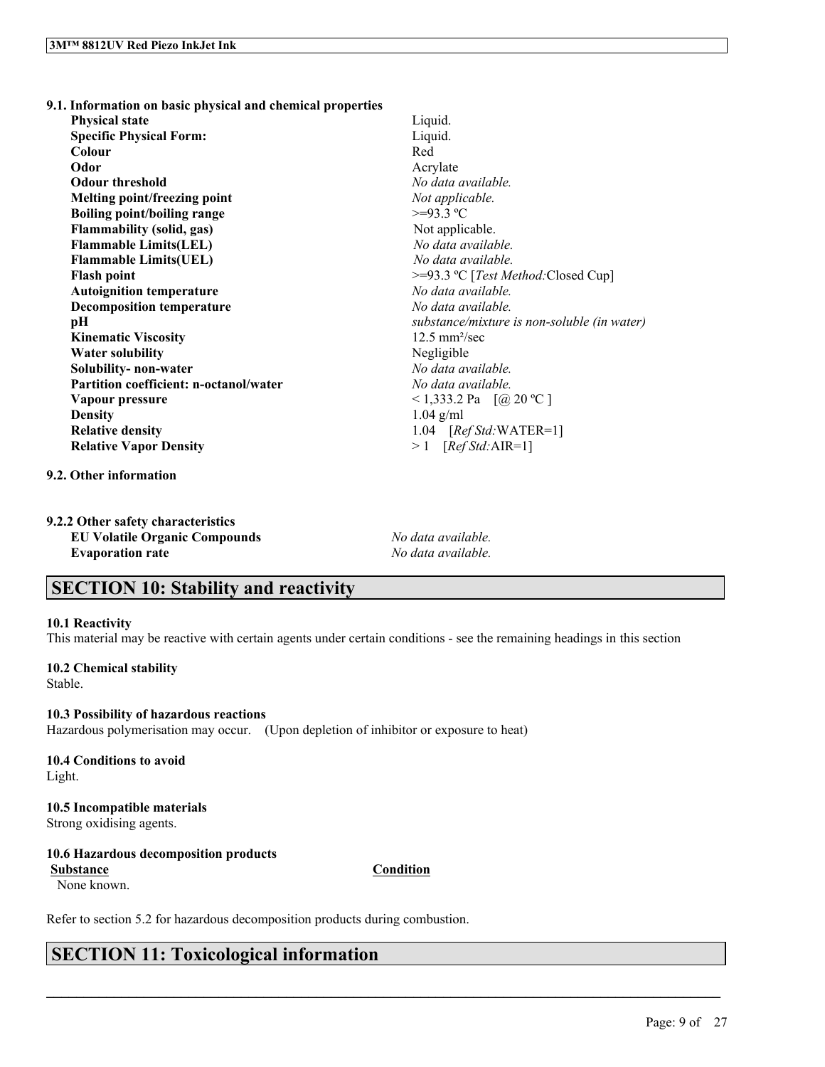### 9.1. Information on basic physical and chemical properties

| Property | Value |
|---|---|
| **Physical state** | Liquid. |
| **Specific Physical Form:** | Liquid. |
| **Colour** | Red |
| **Odor** | Acrylate |
| **Odour threshold** | *No data available.* |
| **Melting point/freezing point** | *Not applicable.* |
| **Boiling point/boiling range** | >=93.3 ºC |
| **Flammability (solid, gas)** | Not applicable. |
| **Flammable Limits(LEL)** | *No data available.* |
| **Flammable Limits(UEL)** | *No data available.* |
| **Flash point** | >=93.3 ºC [*Test Method:*Closed Cup] |
| **Autoignition temperature** | *No data available.* |
| **Decomposition temperature** | *No data available.* |
| **pH** | *substance/mixture is non-soluble (in water)* |
| **Kinematic Viscosity** | 12.5 $mm^2$/sec |
| **Water solubility** | Negligible |
| **Solubility- non-water** | *No data available.* |
| **Partition coefficient: n-octanol/water** | *No data available.* |
| **Vapour pressure** | < 1,333.2 Pa [@ 20 ºC ] |
| **Density** | 1.04 g/ml |
| **Relative density** | 1.04 [*Ref Std:*WATER=1] |
| **Relative Vapor Density** | > 1 [*Ref Std:*AIR=1] |

### 9.2. Other information

#### 9.2.2 Other safety characteristics

| Property | Value |
|---|---|
| **EU Volatile Organic Compounds** | *No data available.* |
| **Evaporation rate** | *No data available.* |

## SECTION 10: Stability and reactivity

**10.1 Reactivity**

This material may be reactive with certain agents under certain conditions - see the remaining headings in this section

**10.2 Chemical stability**

Stable.

**10.3 Possibility of hazardous reactions**

Hazardous polymerisation may occur. (Upon depletion of inhibitor or exposure to heat)

**10.4 Conditions to avoid**

Light.

**10.5 Incompatible materials**

Strong oxidising agents.

**10.6 Hazardous decomposition products**

| Substance | Condition |
|---|---|
| None known. | |

Refer to section 5.2 for hazardous decomposition products during combustion.

## SECTION 11: Toxicological information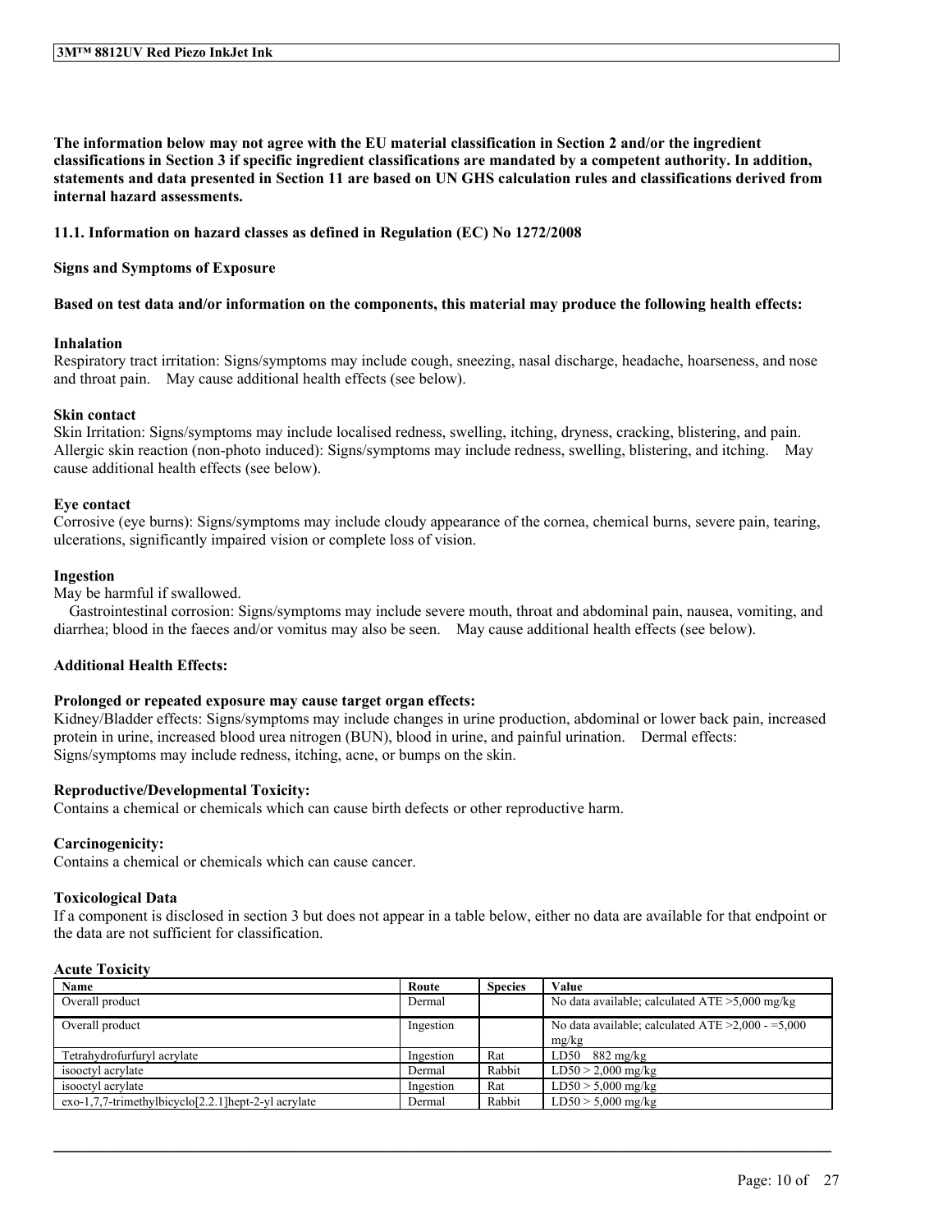**The information below may not agree with the EU material classification in Section 2 and/or the ingredient classifications in Section 3 if specific ingredient classifications are mandated by a competent authority. In addition, statements and data presented in Section 11 are based on UN GHS calculation rules and classifications derived from internal hazard assessments.**

**11.1. Information on hazard classes as defined in Regulation (EC) No 1272/2008**

**Signs and Symptoms of Exposure**

**Based on test data and/or information on the components, this material may produce the following health effects:**

**Inhalation**
Respiratory tract irritation: Signs/symptoms may include cough, sneezing, nasal discharge, headache, hoarseness, and nose and throat pain. May cause additional health effects (see below).

**Skin contact**
Skin Irritation: Signs/symptoms may include localised redness, swelling, itching, dryness, cracking, blistering, and pain. Allergic skin reaction (non-photo induced): Signs/symptoms may include redness, swelling, blistering, and itching. May cause additional health effects (see below).

**Eye contact**
Corrosive (eye burns): Signs/symptoms may include cloudy appearance of the cornea, chemical burns, severe pain, tearing, ulcerations, significantly impaired vision or complete loss of vision.

**Ingestion**
May be harmful if swallowed.
Gastrointestinal corrosion: Signs/symptoms may include severe mouth, throat and abdominal pain, nausea, vomiting, and diarrhea; blood in the faeces and/or vomitus may also be seen. May cause additional health effects (see below).

**Additional Health Effects:**

**Prolonged or repeated exposure may cause target organ effects:**
Kidney/Bladder effects: Signs/symptoms may include changes in urine production, abdominal or lower back pain, increased protein in urine, increased blood urea nitrogen (BUN), blood in urine, and painful urination. Dermal effects: Signs/symptoms may include redness, itching, acne, or bumps on the skin.

**Reproductive/Developmental Toxicity:**
Contains a chemical or chemicals which can cause birth defects or other reproductive harm.

**Carcinogenicity:**
Contains a chemical or chemicals which can cause cancer.

**Toxicological Data**
If a component is disclosed in section 3 but does not appear in a table below, either no data are available for that endpoint or the data are not sufficient for classification.

**Acute Toxicity**

| Name | Route | Species | Value |
|---|---|---|---|
| Overall product | Dermal | | No data available; calculated ATE >5,000 mg/kg |
| Overall product | Ingestion | | No data available; calculated ATE >2,000 - =5,000 mg/kg |
| Tetrahydrofurfuryl acrylate | Ingestion | Rat | LD50 882 mg/kg |
| isooctyl acrylate | Dermal | Rabbit | LD50 > 2,000 mg/kg |
| isooctyl acrylate | Ingestion | Rat | LD50 > 5,000 mg/kg |
| exo-1,7,7-trimethylbicyclo[2.2.1]hept-2-yl acrylate | Dermal | Rabbit | LD50 > 5,000 mg/kg |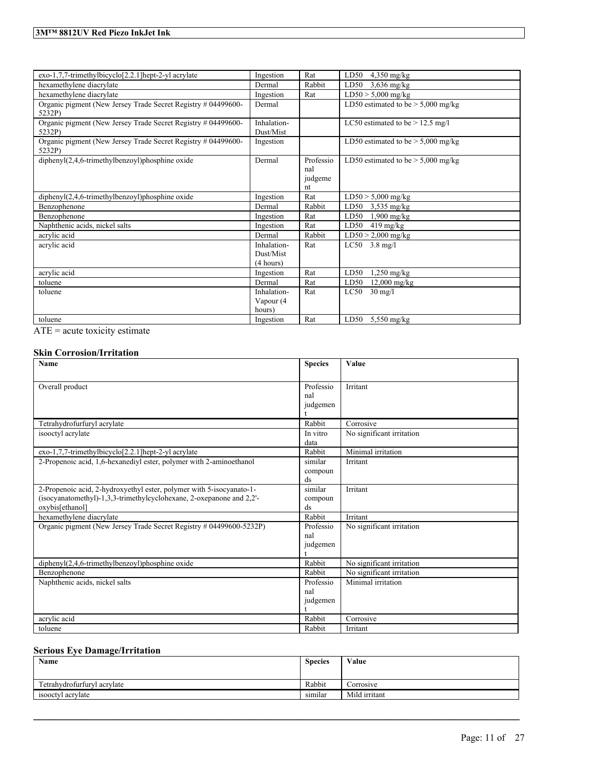| | | | |
|---|---|---|---|
| exo-1,7,7-trimethylbicyclo[2.2.1]hept-2-yl acrylate | Ingestion | Rat | LD50 4,350 mg/kg |
| hexamethylene diacrylate | Dermal | Rabbit | LD50 3,636 mg/kg |
| hexamethylene diacrylate | Ingestion | Rat | LD50 > 5,000 mg/kg |
| Organic pigment (New Jersey Trade Secret Registry # 04499600-5232P) | Dermal | | LD50 estimated to be > 5,000 mg/kg |
| Organic pigment (New Jersey Trade Secret Registry # 04499600-5232P) | Inhalation-Dust/Mist | | LC50 estimated to be > 12.5 mg/l |
| Organic pigment (New Jersey Trade Secret Registry # 04499600-5232P) | Ingestion | | LD50 estimated to be > 5,000 mg/kg |
| diphenyl(2,4,6-trimethylbenzoyl)phosphine oxide | Dermal | Professional judgement | LD50 estimated to be > 5,000 mg/kg |
| diphenyl(2,4,6-trimethylbenzoyl)phosphine oxide | Ingestion | Rat | LD50 > 5,000 mg/kg |
| Benzophenone | Dermal | Rabbit | LD50 3,535 mg/kg |
| Benzophenone | Ingestion | Rat | LD50 1,900 mg/kg |
| Naphthenic acids, nickel salts | Ingestion | Rat | LD50 419 mg/kg |
| acrylic acid | Dermal | Rabbit | LD50 > 2,000 mg/kg |
| acrylic acid | Inhalation-Dust/Mist (4 hours) | Rat | LC50 3.8 mg/l |
| acrylic acid | Ingestion | Rat | LD50 1,250 mg/kg |
| toluene | Dermal | Rat | LD50 12,000 mg/kg |
| toluene | Inhalation-Vapour (4 hours) | Rat | LC50 30 mg/l |
| toluene | Ingestion | Rat | LD50 5,550 mg/kg |

ATE = acute toxicity estimate

### Skin Corrosion/Irritation

| Name | Species | Value |
|---|---|---|
| Overall product | Professional judgement | Irritant |
| Tetrahydrofurfuryl acrylate | Rabbit | Corrosive |
| isooctyl acrylate | In vitro data | No significant irritation |
| exo-1,7,7-trimethylbicyclo[2.2.1]hept-2-yl acrylate | Rabbit | Minimal irritation |
| 2-Propenoic acid, 1,6-hexanediyl ester, polymer with 2-aminoethanol | similar compounds | Irritant |
| 2-Propenoic acid, 2-hydroxyethyl ester, polymer with 5-isocyanato-1-(isocyanatomethyl)-1,3,3-trimethylcyclohexane, 2-oxepanone and 2,2'-oxybis[ethanol] | similar compounds | Irritant |
| hexamethylene diacrylate | Rabbit | Irritant |
| Organic pigment (New Jersey Trade Secret Registry # 04499600-5232P) | Professional judgement | No significant irritation |
| diphenyl(2,4,6-trimethylbenzoyl)phosphine oxide | Rabbit | No significant irritation |
| Benzophenone | Rabbit | No significant irritation |
| Naphthenic acids, nickel salts | Professional judgement | Minimal irritation |
| acrylic acid | Rabbit | Corrosive |
| toluene | Rabbit | Irritant |

### Serious Eye Damage/Irritation

| Name | Species | Value |
|---|---|---|
| Tetrahydrofurfuryl acrylate | Rabbit | Corrosive |
| isooctyl acrylate | similar | Mild irritant |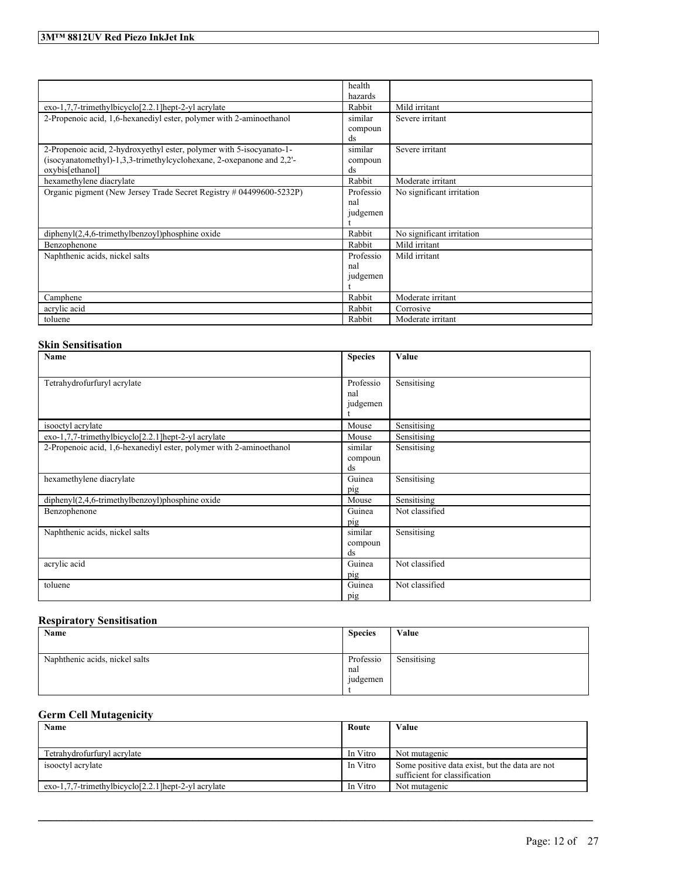| | health hazards | |
|---|---|---|
| exo-1,7,7-trimethylbicyclo[2.2.1]hept-2-yl acrylate | Rabbit | Mild irritant |
| 2-Propenoic acid, 1,6-hexanediyl ester, polymer with 2-aminoethanol | similar compounds | Severe irritant |
| 2-Propenoic acid, 2-hydroxyethyl ester, polymer with 5-isocyanato-1-(isocyanatomethyl)-1,3,3-trimethylcyclohexane, 2-oxepanone and 2,2'-oxybis[ethanol] | similar compounds | Severe irritant |
| hexamethylene diacrylate | Rabbit | Moderate irritant |
| Organic pigment (New Jersey Trade Secret Registry # 04499600-5232P) | Professional judgement | No significant irritation |
| diphenyl(2,4,6-trimethylbenzoyl)phosphine oxide | Rabbit | No significant irritation |
| Benzophenone | Rabbit | Mild irritant |
| Naphthenic acids, nickel salts | Professional judgement | Mild irritant |
| Camphene | Rabbit | Moderate irritant |
| acrylic acid | Rabbit | Corrosive |
| toluene | Rabbit | Moderate irritant |

### Skin Sensitisation

| Name | Species | Value |
|---|---|---|
| Tetrahydrofurfuryl acrylate | Professional judgement | Sensitising |
| isooctyl acrylate | Mouse | Sensitising |
| exo-1,7,7-trimethylbicyclo[2.2.1]hept-2-yl acrylate | Mouse | Sensitising |
| 2-Propenoic acid, 1,6-hexanediyl ester, polymer with 2-aminoethanol | similar compounds | Sensitising |
| hexamethylene diacrylate | Guinea pig | Sensitising |
| diphenyl(2,4,6-trimethylbenzoyl)phosphine oxide | Mouse | Sensitising |
| Benzophenone | Guinea pig | Not classified |
| Naphthenic acids, nickel salts | similar compounds | Sensitising |
| acrylic acid | Guinea pig | Not classified |
| toluene | Guinea pig | Not classified |

### Respiratory Sensitisation

| Name | Species | Value |
|---|---|---|
| Naphthenic acids, nickel salts | Professional judgement | Sensitising |

### Germ Cell Mutagenicity

| Name | Route | Value |
|---|---|---|
| Tetrahydrofurfuryl acrylate | In Vitro | Not mutagenic |
| isooctyl acrylate | In Vitro | Some positive data exist, but the data are not sufficient for classification |
| exo-1,7,7-trimethylbicyclo[2.2.1]hept-2-yl acrylate | In Vitro | Not mutagenic |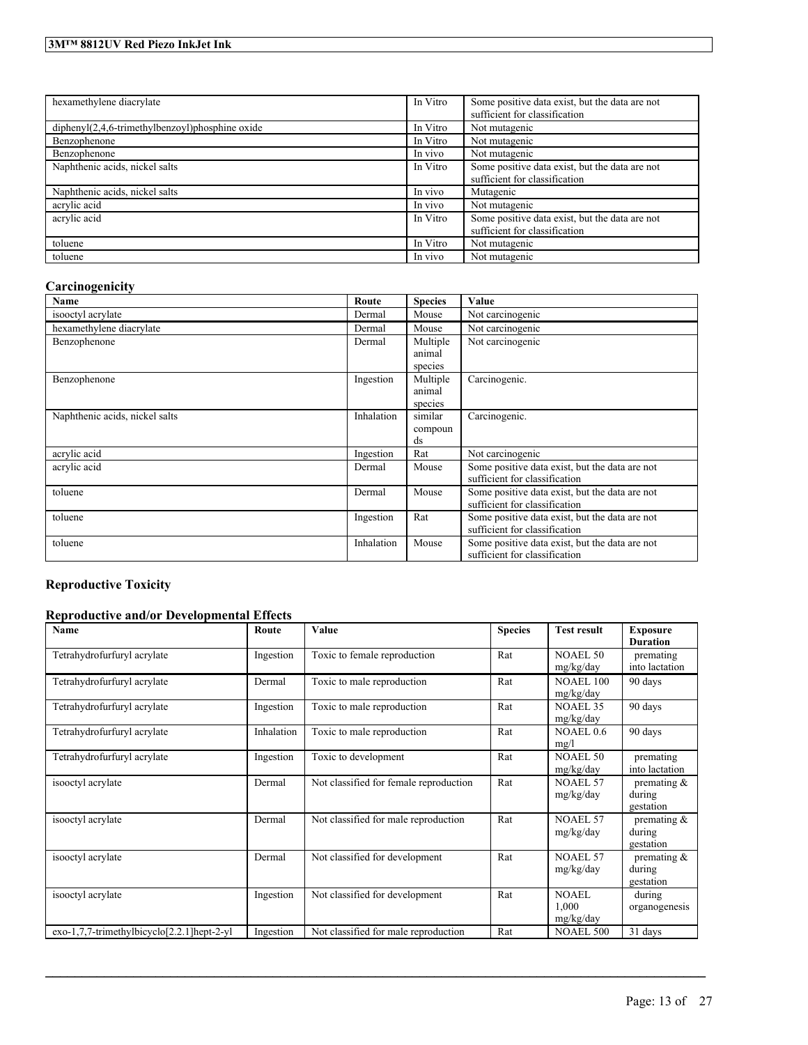| | | |
|---|---|---|
| hexamethylene diacrylate | In Vitro | Some positive data exist, but the data are not sufficient for classification |
| diphenyl(2,4,6-trimethylbenzoyl)phosphine oxide | In Vitro | Not mutagenic |
| Benzophenone | In Vitro | Not mutagenic |
| Benzophenone | In vivo | Not mutagenic |
| Naphthenic acids, nickel salts | In Vitro | Some positive data exist, but the data are not sufficient for classification |
| Naphthenic acids, nickel salts | In vivo | Mutagenic |
| acrylic acid | In vivo | Not mutagenic |
| acrylic acid | In Vitro | Some positive data exist, but the data are not sufficient for classification |
| toluene | In Vitro | Not mutagenic |
| toluene | In vivo | Not mutagenic |

## Carcinogenicity

| Name | Route | Species | Value |
|---|---|---|---|
| isooctyl acrylate | Dermal | Mouse | Not carcinogenic |
| hexamethylene diacrylate | Dermal | Mouse | Not carcinogenic |
| Benzophenone | Dermal | Multiple animal species | Not carcinogenic |
| Benzophenone | Ingestion | Multiple animal species | Carcinogenic. |
| Naphthenic acids, nickel salts | Inhalation | similar compounds | Carcinogenic. |
| acrylic acid | Ingestion | Rat | Not carcinogenic |
| acrylic acid | Dermal | Mouse | Some positive data exist, but the data are not sufficient for classification |
| toluene | Dermal | Mouse | Some positive data exist, but the data are not sufficient for classification |
| toluene | Ingestion | Rat | Some positive data exist, but the data are not sufficient for classification |
| toluene | Inhalation | Mouse | Some positive data exist, but the data are not sufficient for classification |

## Reproductive Toxicity

### Reproductive and/or Developmental Effects

| Name | Route | Value | Species | Test result | Exposure Duration |
|---|---|---|---|---|---|
| Tetrahydrofurfuryl acrylate | Ingestion | Toxic to female reproduction | Rat | NOAEL 50 mg/kg/day | premating into lactation |
| Tetrahydrofurfuryl acrylate | Dermal | Toxic to male reproduction | Rat | NOAEL 100 mg/kg/day | 90 days |
| Tetrahydrofurfuryl acrylate | Ingestion | Toxic to male reproduction | Rat | NOAEL 35 mg/kg/day | 90 days |
| Tetrahydrofurfuryl acrylate | Inhalation | Toxic to male reproduction | Rat | NOAEL 0.6 mg/l | 90 days |
| Tetrahydrofurfuryl acrylate | Ingestion | Toxic to development | Rat | NOAEL 50 mg/kg/day | premating into lactation |
| isooctyl acrylate | Dermal | Not classified for female reproduction | Rat | NOAEL 57 mg/kg/day | premating & during gestation |
| isooctyl acrylate | Dermal | Not classified for male reproduction | Rat | NOAEL 57 mg/kg/day | premating & during gestation |
| isooctyl acrylate | Dermal | Not classified for development | Rat | NOAEL 57 mg/kg/day | premating & during gestation |
| isooctyl acrylate | Ingestion | Not classified for development | Rat | NOAEL 1,000 mg/kg/day | during organogenesis |
| exo-1,7,7-trimethylbicyclo[2.2.1]hept-2-yl | Ingestion | Not classified for male reproduction | Rat | NOAEL 500 | 31 days |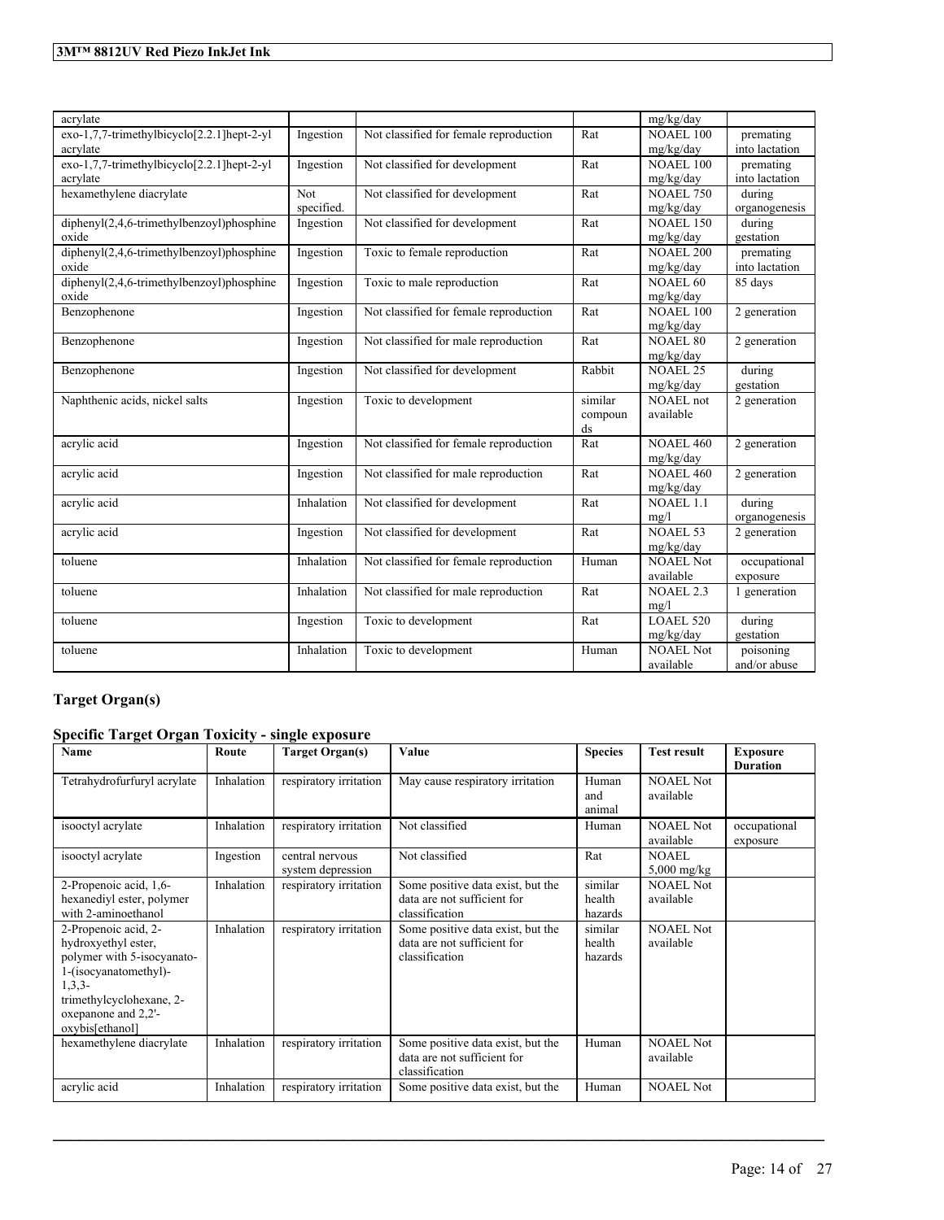| | | | | | |
|---|---|---|---|---|---|
| acrylate | | | | mg/kg/day | |
| exo-1,7,7-trimethylbicyclo[2.2.1]hept-2-yl acrylate | Ingestion | Not classified for female reproduction | Rat | NOAEL 100 mg/kg/day | premating into lactation |
| exo-1,7,7-trimethylbicyclo[2.2.1]hept-2-yl acrylate | Ingestion | Not classified for development | Rat | NOAEL 100 mg/kg/day | premating into lactation |
| hexamethylene diacrylate | Not specified. | Not classified for development | Rat | NOAEL 750 mg/kg/day | during organogenesis |
| diphenyl(2,4,6-trimethylbenzoyl)phosphine oxide | Ingestion | Not classified for development | Rat | NOAEL 150 mg/kg/day | during gestation |
| diphenyl(2,4,6-trimethylbenzoyl)phosphine oxide | Ingestion | Toxic to female reproduction | Rat | NOAEL 200 mg/kg/day | premating into lactation |
| diphenyl(2,4,6-trimethylbenzoyl)phosphine oxide | Ingestion | Toxic to male reproduction | Rat | NOAEL 60 mg/kg/day | 85 days |
| Benzophenone | Ingestion | Not classified for female reproduction | Rat | NOAEL 100 mg/kg/day | 2 generation |
| Benzophenone | Ingestion | Not classified for male reproduction | Rat | NOAEL 80 mg/kg/day | 2 generation |
| Benzophenone | Ingestion | Not classified for development | Rabbit | NOAEL 25 mg/kg/day | during gestation |
| Naphthenic acids, nickel salts | Ingestion | Toxic to development | similar compounds | NOAEL not available | 2 generation |
| acrylic acid | Ingestion | Not classified for female reproduction | Rat | NOAEL 460 mg/kg/day | 2 generation |
| acrylic acid | Ingestion | Not classified for male reproduction | Rat | NOAEL 460 mg/kg/day | 2 generation |
| acrylic acid | Inhalation | Not classified for development | Rat | NOAEL 1.1 mg/l | during organogenesis |
| acrylic acid | Ingestion | Not classified for development | Rat | NOAEL 53 mg/kg/day | 2 generation |
| toluene | Inhalation | Not classified for female reproduction | Human | NOAEL Not available | occupational exposure |
| toluene | Inhalation | Not classified for male reproduction | Rat | NOAEL 2.3 mg/l | 1 generation |
| toluene | Ingestion | Toxic to development | Rat | LOAEL 520 mg/kg/day | during gestation |
| toluene | Inhalation | Toxic to development | Human | NOAEL Not available | poisoning and/or abuse |

## Target Organ(s)

### Specific Target Organ Toxicity - single exposure

| Name | Route | Target Organ(s) | Value | Species | Test result | Exposure Duration |
|---|---|---|---|---|---|---|
| Tetrahydrofurfuryl acrylate | Inhalation | respiratory irritation | May cause respiratory irritation | Human and animal | NOAEL Not available | |
| isooctyl acrylate | Inhalation | respiratory irritation | Not classified | Human | NOAEL Not available | occupational exposure |
| isooctyl acrylate | Ingestion | central nervous system depression | Not classified | Rat | NOAEL 5,000 mg/kg | |
| 2-Propenoic acid, 1,6-hexanediyl ester, polymer with 2-aminoethanol | Inhalation | respiratory irritation | Some positive data exist, but the data are not sufficient for classification | similar health hazards | NOAEL Not available | |
| 2-Propenoic acid, 2-hydroxyethyl ester, polymer with 5-isocyanato-1-(isocyanatomethyl)-1,3,3-trimethylcyclohexane, 2-oxepanone and 2,2'-oxybis[ethanol] | Inhalation | respiratory irritation | Some positive data exist, but the data are not sufficient for classification | similar health hazards | NOAEL Not available | |
| hexamethylene diacrylate | Inhalation | respiratory irritation | Some positive data exist, but the data are not sufficient for classification | Human | NOAEL Not available | |
| acrylic acid | Inhalation | respiratory irritation | Some positive data exist, but the | Human | NOAEL Not | |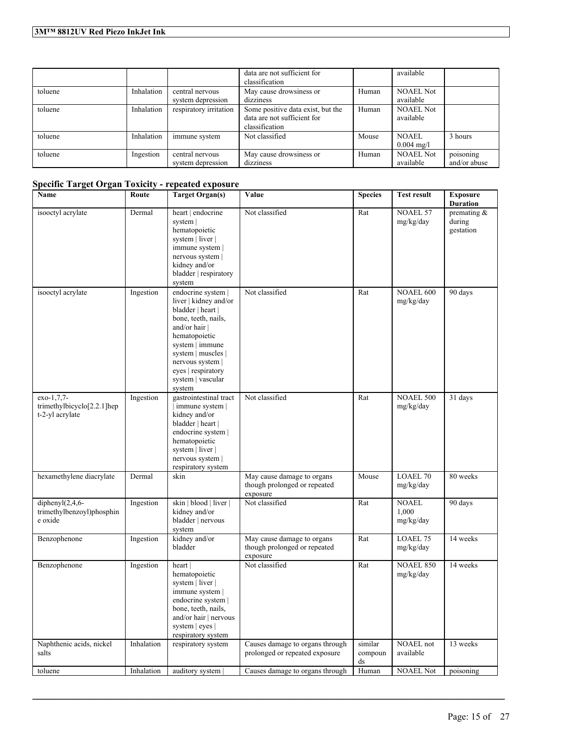|  |  |  | data are not sufficient for classification |  | available |  |
|---|---|---|---|---|---|---|
| toluene | Inhalation | central nervous system depression | May cause drowsiness or dizziness | Human | NOAEL Not available |  |
| toluene | Inhalation | respiratory irritation | Some positive data exist, but the data are not sufficient for classification | Human | NOAEL Not available |  |
| toluene | Inhalation | immune system | Not classified | Mouse | NOAEL 0.004 mg/l | 3 hours |
| toluene | Ingestion | central nervous system depression | May cause drowsiness or dizziness | Human | NOAEL Not available | poisoning and/or abuse |

## Specific Target Organ Toxicity - repeated exposure

| Name | Route | Target Organ(s) | Value | Species | Test result | Exposure Duration |
|---|---|---|---|---|---|---|
| isooctyl acrylate | Dermal | heart \| endocrine system \| hematopoietic system \| liver \| immune system \| nervous system \| kidney and/or bladder \| respiratory system | Not classified | Rat | NOAEL 57 mg/kg/day | premating & during gestation |
| isooctyl acrylate | Ingestion | endocrine system \| liver \| kidney and/or bladder \| heart \| bone, teeth, nails, and/or hair \| hematopoietic system \| immune system \| muscles \| nervous system \| eyes \| respiratory system \| vascular system | Not classified | Rat | NOAEL 600 mg/kg/day | 90 days |
| exo-1,7,7-trimethylbicyclo[2.2.1]hept-2-yl acrylate | Ingestion | gastrointestinal tract \| immune system \| kidney and/or bladder \| heart \| endocrine system \| hematopoietic system \| liver \| nervous system \| respiratory system | Not classified | Rat | NOAEL 500 mg/kg/day | 31 days |
| hexamethylene diacrylate | Dermal | skin | May cause damage to organs though prolonged or repeated exposure | Mouse | LOAEL 70 mg/kg/day | 80 weeks |
| diphenyl(2,4,6-trimethylbenzoyl)phosphine oxide | Ingestion | skin \| blood \| liver \| kidney and/or bladder \| nervous system | Not classified | Rat | NOAEL 1,000 mg/kg/day | 90 days |
| Benzophenone | Ingestion | kidney and/or bladder | May cause damage to organs though prolonged or repeated exposure | Rat | LOAEL 75 mg/kg/day | 14 weeks |
| Benzophenone | Ingestion | heart \| hematopoietic system \| liver \| immune system \| endocrine system \| bone, teeth, nails, and/or hair \| nervous system \| eyes \| respiratory system | Not classified | Rat | NOAEL 850 mg/kg/day | 14 weeks |
| Naphthenic acids, nickel salts | Inhalation | respiratory system | Causes damage to organs through prolonged or repeated exposure | similar compounds | NOAEL not available | 13 weeks |
| toluene | Inhalation | auditory system \| | Causes damage to organs through | Human | NOAEL Not | poisoning |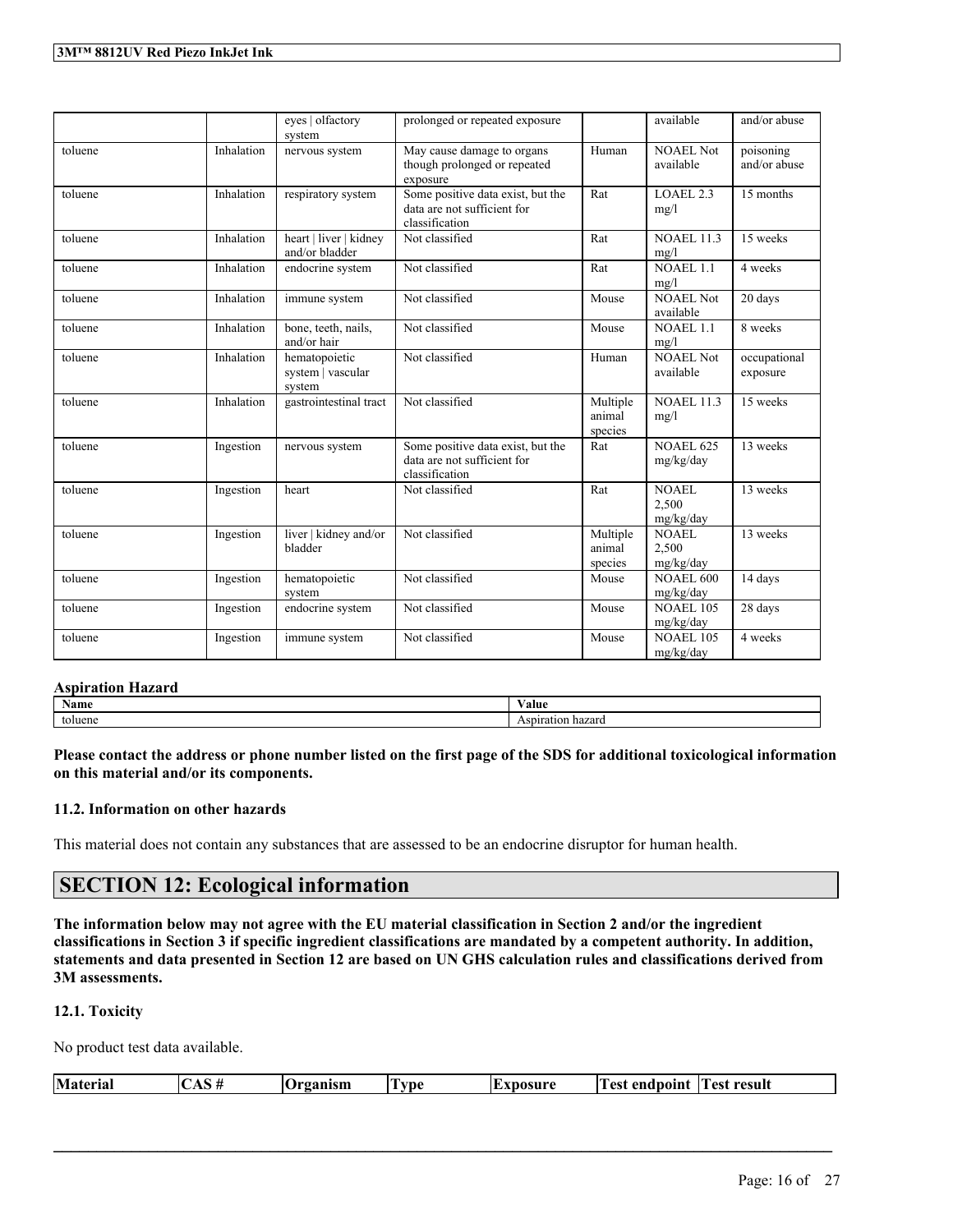| | | eyes \| olfactory system | prolonged or repeated exposure | | available | and/or abuse |
|---|---|---|---|---|---|---|
| toluene | Inhalation | nervous system | May cause damage to organs though prolonged or repeated exposure | Human | NOAEL Not available | poisoning and/or abuse |
| toluene | Inhalation | respiratory system | Some positive data exist, but the data are not sufficient for classification | Rat | LOAEL 2.3 mg/l | 15 months |
| toluene | Inhalation | heart \| liver \| kidney and/or bladder | Not classified | Rat | NOAEL 11.3 mg/l | 15 weeks |
| toluene | Inhalation | endocrine system | Not classified | Rat | NOAEL 1.1 mg/l | 4 weeks |
| toluene | Inhalation | immune system | Not classified | Mouse | NOAEL Not available | 20 days |
| toluene | Inhalation | bone, teeth, nails, and/or hair | Not classified | Mouse | NOAEL 1.1 mg/l | 8 weeks |
| toluene | Inhalation | hematopoietic system \| vascular system | Not classified | Human | NOAEL Not available | occupational exposure |
| toluene | Inhalation | gastrointestinal tract | Not classified | Multiple animal species | NOAEL 11.3 mg/l | 15 weeks |
| toluene | Ingestion | nervous system | Some positive data exist, but the data are not sufficient for classification | Rat | NOAEL 625 mg/kg/day | 13 weeks |
| toluene | Ingestion | heart | Not classified | Rat | NOAEL 2,500 mg/kg/day | 13 weeks |
| toluene | Ingestion | liver \| kidney and/or bladder | Not classified | Multiple animal species | NOAEL 2,500 mg/kg/day | 13 weeks |
| toluene | Ingestion | hematopoietic system | Not classified | Mouse | NOAEL 600 mg/kg/day | 14 days |
| toluene | Ingestion | endocrine system | Not classified | Mouse | NOAEL 105 mg/kg/day | 28 days |
| toluene | Ingestion | immune system | Not classified | Mouse | NOAEL 105 mg/kg/day | 4 weeks |

**Aspiration Hazard**

| Name | Value |
|---|---|
| toluene | Aspiration hazard |

**Please contact the address or phone number listed on the first page of the SDS for additional toxicological information on this material and/or its components.**

### 11.2. Information on other hazards

This material does not contain any substances that are assessed to be an endocrine disruptor for human health.

## SECTION 12: Ecological information

**The information below may not agree with the EU material classification in Section 2 and/or the ingredient classifications in Section 3 if specific ingredient classifications are mandated by a competent authority. In addition, statements and data presented in Section 12 are based on UN GHS calculation rules and classifications derived from 3M assessments.**

### 12.1. Toxicity

No product test data available.

| Material | CAS # | Organism | Type | Exposure | Test endpoint | Test result |
|---|---|---|---|---|---|---|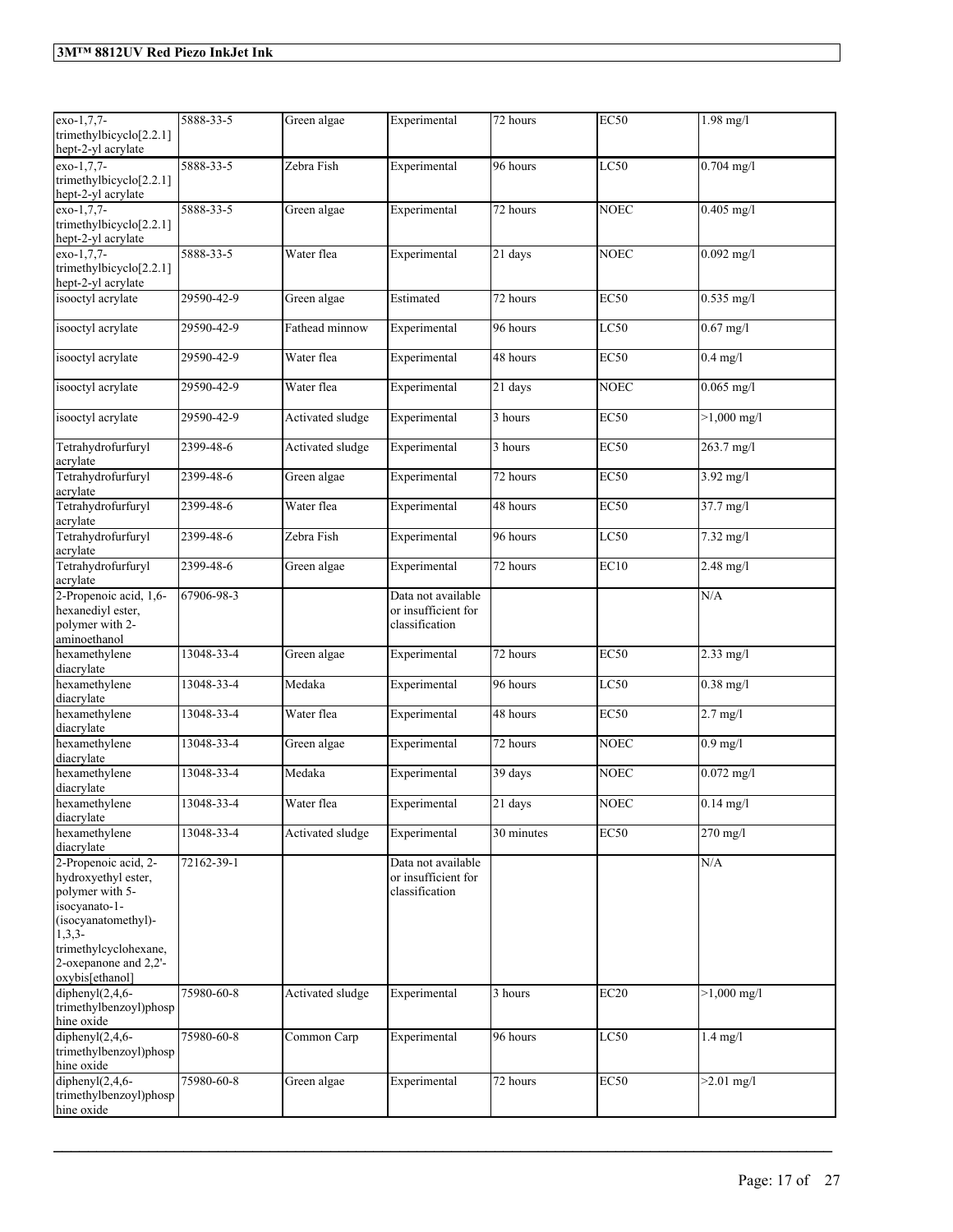| exo-1,7,7-trimethylbicyclo[2.2.1]hept-2-yl acrylate | 5888-33-5 | Green algae | Experimental | 72 hours | EC50 | 1.98 mg/l |
|---|---|---|---|---|---|---|
| exo-1,7,7-trimethylbicyclo[2.2.1]hept-2-yl acrylate | 5888-33-5 | Zebra Fish | Experimental | 96 hours | LC50 | 0.704 mg/l |
| exo-1,7,7-trimethylbicyclo[2.2.1]hept-2-yl acrylate | 5888-33-5 | Green algae | Experimental | 72 hours | NOEC | 0.405 mg/l |
| exo-1,7,7-trimethylbicyclo[2.2.1]hept-2-yl acrylate | 5888-33-5 | Water flea | Experimental | 21 days | NOEC | 0.092 mg/l |
| isooctyl acrylate | 29590-42-9 | Green algae | Estimated | 72 hours | EC50 | 0.535 mg/l |
| isooctyl acrylate | 29590-42-9 | Fathead minnow | Experimental | 96 hours | LC50 | 0.67 mg/l |
| isooctyl acrylate | 29590-42-9 | Water flea | Experimental | 48 hours | EC50 | 0.4 mg/l |
| isooctyl acrylate | 29590-42-9 | Water flea | Experimental | 21 days | NOEC | 0.065 mg/l |
| isooctyl acrylate | 29590-42-9 | Activated sludge | Experimental | 3 hours | EC50 | >1,000 mg/l |
| Tetrahydrofurfuryl acrylate | 2399-48-6 | Activated sludge | Experimental | 3 hours | EC50 | 263.7 mg/l |
| Tetrahydrofurfuryl acrylate | 2399-48-6 | Green algae | Experimental | 72 hours | EC50 | 3.92 mg/l |
| Tetrahydrofurfuryl acrylate | 2399-48-6 | Water flea | Experimental | 48 hours | EC50 | 37.7 mg/l |
| Tetrahydrofurfuryl acrylate | 2399-48-6 | Zebra Fish | Experimental | 96 hours | LC50 | 7.32 mg/l |
| Tetrahydrofurfuryl acrylate | 2399-48-6 | Green algae | Experimental | 72 hours | EC10 | 2.48 mg/l |
| 2-Propenoic acid, 1,6-hexanediyl ester, polymer with 2-aminoethanol | 67906-98-3 | | Data not available or insufficient for classification | | | N/A |
| hexamethylene diacrylate | 13048-33-4 | Green algae | Experimental | 72 hours | EC50 | 2.33 mg/l |
| hexamethylene diacrylate | 13048-33-4 | Medaka | Experimental | 96 hours | LC50 | 0.38 mg/l |
| hexamethylene diacrylate | 13048-33-4 | Water flea | Experimental | 48 hours | EC50 | 2.7 mg/l |
| hexamethylene diacrylate | 13048-33-4 | Green algae | Experimental | 72 hours | NOEC | 0.9 mg/l |
| hexamethylene diacrylate | 13048-33-4 | Medaka | Experimental | 39 days | NOEC | 0.072 mg/l |
| hexamethylene diacrylate | 13048-33-4 | Water flea | Experimental | 21 days | NOEC | 0.14 mg/l |
| hexamethylene diacrylate | 13048-33-4 | Activated sludge | Experimental | 30 minutes | EC50 | 270 mg/l |
| 2-Propenoic acid, 2-hydroxyethyl ester, polymer with 5-isocyanato-1-(isocyanatomethyl)-1,3,3-trimethylcyclohexane, 2-oxepanone and 2,2'-oxybis[ethanol] | 72162-39-1 | | Data not available or insufficient for classification | | | N/A |
| diphenyl(2,4,6-trimethylbenzoyl)phosphine oxide | 75980-60-8 | Activated sludge | Experimental | 3 hours | EC20 | >1,000 mg/l |
| diphenyl(2,4,6-trimethylbenzoyl)phosphine oxide | 75980-60-8 | Common Carp | Experimental | 96 hours | LC50 | 1.4 mg/l |
| diphenyl(2,4,6-trimethylbenzoyl)phosphine oxide | 75980-60-8 | Green algae | Experimental | 72 hours | EC50 | >2.01 mg/l |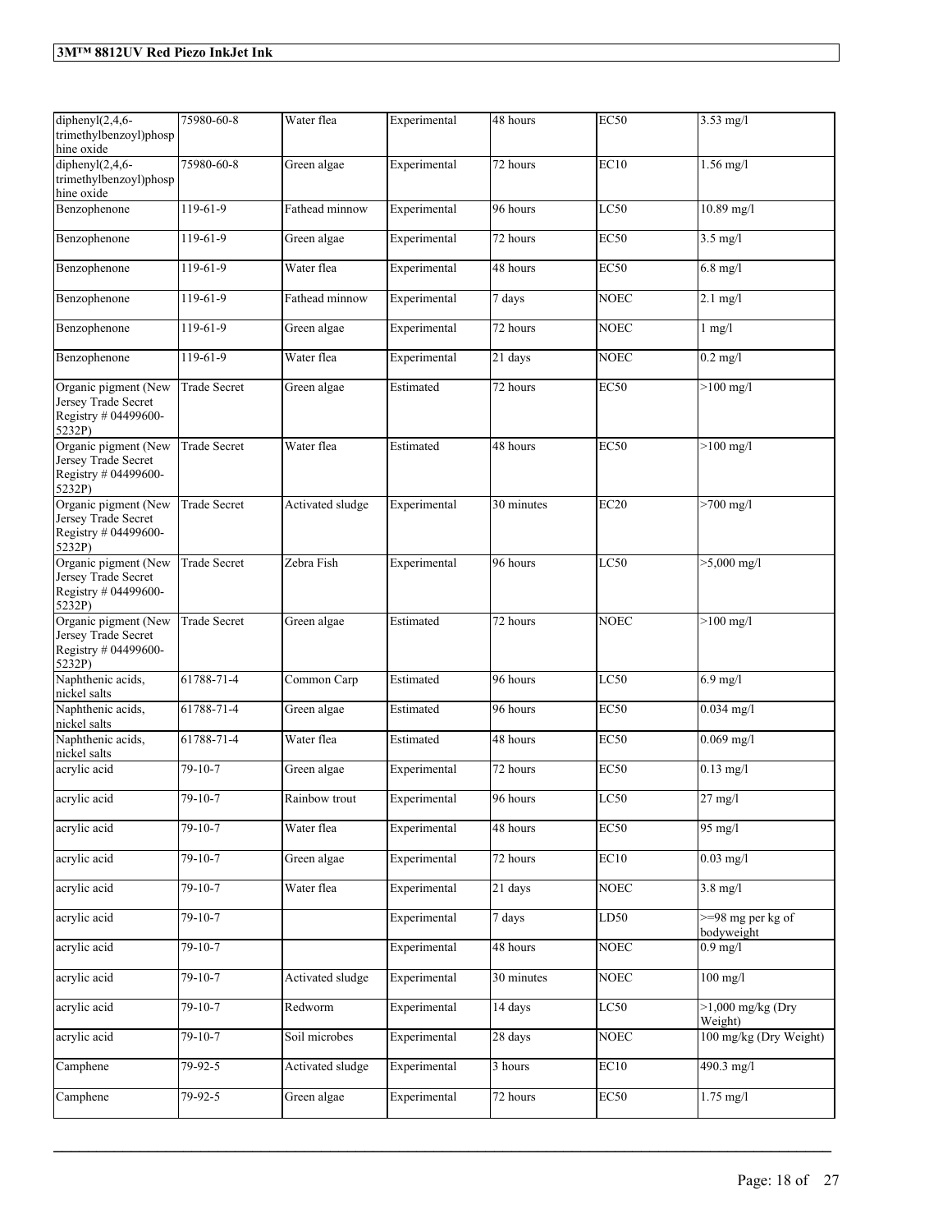| | | | | | | |
|---|---|---|---|---|---|---|
| diphenyl(2,4,6-trimethylbenzoyl)phosphine oxide | 75980-60-8 | Water flea | Experimental | 48 hours | EC50 | 3.53 mg/l |
| diphenyl(2,4,6-trimethylbenzoyl)phosphine oxide | 75980-60-8 | Green algae | Experimental | 72 hours | EC10 | 1.56 mg/l |
| Benzophenone | 119-61-9 | Fathead minnow | Experimental | 96 hours | LC50 | 10.89 mg/l |
| Benzophenone | 119-61-9 | Green algae | Experimental | 72 hours | EC50 | 3.5 mg/l |
| Benzophenone | 119-61-9 | Water flea | Experimental | 48 hours | EC50 | 6.8 mg/l |
| Benzophenone | 119-61-9 | Fathead minnow | Experimental | 7 days | NOEC | 2.1 mg/l |
| Benzophenone | 119-61-9 | Green algae | Experimental | 72 hours | NOEC | 1 mg/l |
| Benzophenone | 119-61-9 | Water flea | Experimental | 21 days | NOEC | 0.2 mg/l |
| Organic pigment (New Jersey Trade Secret Registry # 04499600-5232P) | Trade Secret | Green algae | Estimated | 72 hours | EC50 | >100 mg/l |
| Organic pigment (New Jersey Trade Secret Registry # 04499600-5232P) | Trade Secret | Water flea | Estimated | 48 hours | EC50 | >100 mg/l |
| Organic pigment (New Jersey Trade Secret Registry # 04499600-5232P) | Trade Secret | Activated sludge | Experimental | 30 minutes | EC20 | >700 mg/l |
| Organic pigment (New Jersey Trade Secret Registry # 04499600-5232P) | Trade Secret | Zebra Fish | Experimental | 96 hours | LC50 | >5,000 mg/l |
| Organic pigment (New Jersey Trade Secret Registry # 04499600-5232P) | Trade Secret | Green algae | Estimated | 72 hours | NOEC | >100 mg/l |
| Naphthenic acids, nickel salts | 61788-71-4 | Common Carp | Estimated | 96 hours | LC50 | 6.9 mg/l |
| Naphthenic acids, nickel salts | 61788-71-4 | Green algae | Estimated | 96 hours | EC50 | 0.034 mg/l |
| Naphthenic acids, nickel salts | 61788-71-4 | Water flea | Estimated | 48 hours | EC50 | 0.069 mg/l |
| acrylic acid | 79-10-7 | Green algae | Experimental | 72 hours | EC50 | 0.13 mg/l |
| acrylic acid | 79-10-7 | Rainbow trout | Experimental | 96 hours | LC50 | 27 mg/l |
| acrylic acid | 79-10-7 | Water flea | Experimental | 48 hours | EC50 | 95 mg/l |
| acrylic acid | 79-10-7 | Green algae | Experimental | 72 hours | EC10 | 0.03 mg/l |
| acrylic acid | 79-10-7 | Water flea | Experimental | 21 days | NOEC | 3.8 mg/l |
| acrylic acid | 79-10-7 | | Experimental | 7 days | LD50 | >=98 mg per kg of bodyweight |
| acrylic acid | 79-10-7 | | Experimental | 48 hours | NOEC | 0.9 mg/l |
| acrylic acid | 79-10-7 | Activated sludge | Experimental | 30 minutes | NOEC | 100 mg/l |
| acrylic acid | 79-10-7 | Redworm | Experimental | 14 days | LC50 | >1,000 mg/kg (Dry Weight) |
| acrylic acid | 79-10-7 | Soil microbes | Experimental | 28 days | NOEC | 100 mg/kg (Dry Weight) |
| Camphene | 79-92-5 | Activated sludge | Experimental | 3 hours | EC10 | 490.3 mg/l |
| Camphene | 79-92-5 | Green algae | Experimental | 72 hours | EC50 | 1.75 mg/l |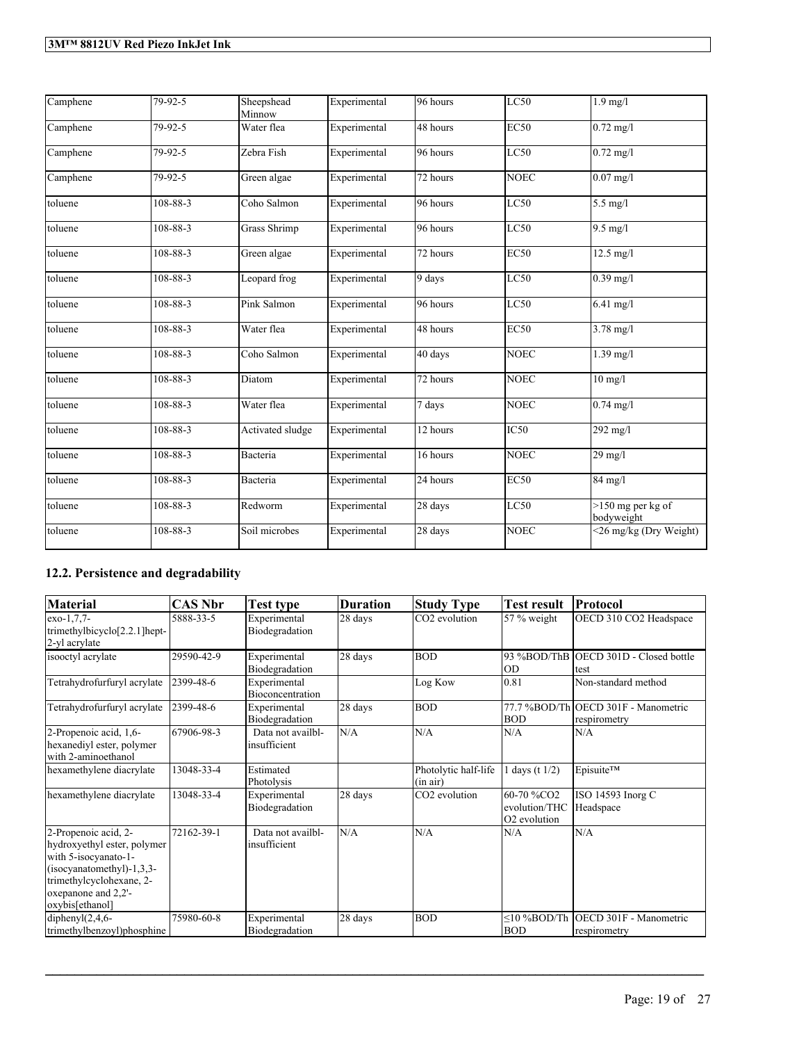| Camphene | 79-92-5 | Sheepshead Minnow | Experimental | 96 hours | LC50 | 1.9 mg/l |
|---|---|---|---|---|---|---|
| Camphene | 79-92-5 | Water flea | Experimental | 48 hours | EC50 | 0.72 mg/l |
| Camphene | 79-92-5 | Zebra Fish | Experimental | 96 hours | LC50 | 0.72 mg/l |
| Camphene | 79-92-5 | Green algae | Experimental | 72 hours | NOEC | 0.07 mg/l |
| toluene | 108-88-3 | Coho Salmon | Experimental | 96 hours | LC50 | 5.5 mg/l |
| toluene | 108-88-3 | Grass Shrimp | Experimental | 96 hours | LC50 | 9.5 mg/l |
| toluene | 108-88-3 | Green algae | Experimental | 72 hours | EC50 | 12.5 mg/l |
| toluene | 108-88-3 | Leopard frog | Experimental | 9 days | LC50 | 0.39 mg/l |
| toluene | 108-88-3 | Pink Salmon | Experimental | 96 hours | LC50 | 6.41 mg/l |
| toluene | 108-88-3 | Water flea | Experimental | 48 hours | EC50 | 3.78 mg/l |
| toluene | 108-88-3 | Coho Salmon | Experimental | 40 days | NOEC | 1.39 mg/l |
| toluene | 108-88-3 | Diatom | Experimental | 72 hours | NOEC | 10 mg/l |
| toluene | 108-88-3 | Water flea | Experimental | 7 days | NOEC | 0.74 mg/l |
| toluene | 108-88-3 | Activated sludge | Experimental | 12 hours | IC50 | 292 mg/l |
| toluene | 108-88-3 | Bacteria | Experimental | 16 hours | NOEC | 29 mg/l |
| toluene | 108-88-3 | Bacteria | Experimental | 24 hours | EC50 | 84 mg/l |
| toluene | 108-88-3 | Redworm | Experimental | 28 days | LC50 | >150 mg per kg of bodyweight |
| toluene | 108-88-3 | Soil microbes | Experimental | 28 days | NOEC | <26 mg/kg (Dry Weight) |

## 12.2. Persistence and degradability

| Material | CAS Nbr | Test type | Duration | Study Type | Test result | Protocol |
|---|---|---|---|---|---|---|
| exo-1,7,7-trimethylbicyclo[2.2.1]hept-2-yl acrylate | 5888-33-5 | Experimental Biodegradation | 28 days | $CO_2$ evolution | 57 % weight | OECD 310 CO2 Headspace |
| isooctyl acrylate | 29590-42-9 | Experimental Biodegradation | 28 days | BOD | 93 %BOD/ThBOD | OECD 301D - Closed bottle test |
| Tetrahydrofurfuryl acrylate | 2399-48-6 | Experimental Bioconcentration | | Log Kow | 0.81 | Non-standard method |
| Tetrahydrofurfuryl acrylate | 2399-48-6 | Experimental Biodegradation | 28 days | BOD | 77.7 %BOD/ThBOD | OECD 301F - Manometric respirometry |
| 2-Propenoic acid, 1,6-hexanediyl ester, polymer with 2-aminoethanol | 67906-98-3 | Data not availbl-insufficient | N/A | N/A | N/A | N/A |
| hexamethylene diacrylate | 13048-33-4 | Estimated Photolysis | | Photolytic half-life (in air) | 1 days (t 1/2) | Episuite™ |
| hexamethylene diacrylate | 13048-33-4 | Experimental Biodegradation | 28 days | $CO_2$ evolution | 60-70 %$CO_2$ evolution/THC$O_2$ evolution | ISO 14593 Inorg C Headspace |
| 2-Propenoic acid, 2-hydroxyethyl ester, polymer with 5-isocyanato-1-(isocyanatomethyl)-1,3,3-trimethylcyclohexane, 2-oxepanone and 2,2'-oxybis[ethanol] | 72162-39-1 | Data not availbl-insufficient | N/A | N/A | N/A | N/A |
| diphenyl(2,4,6-trimethylbenzoyl)phosphine | 75980-60-8 | Experimental Biodegradation | 28 days | BOD | ≤10 %BOD/ThBOD | OECD 301F - Manometric respirometry |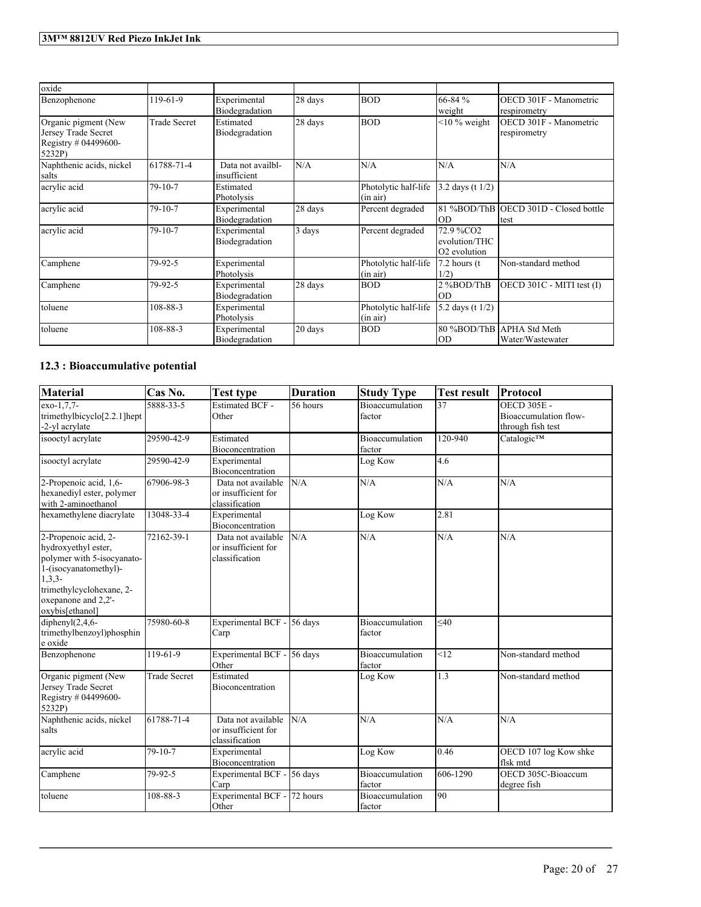| | | | | | | |
|---|---|---|---|---|---|---|
| oxide | | | | | | |
| Benzophenone | 119-61-9 | Experimental Biodegradation | 28 days | BOD | 66-84 % weight | OECD 301F - Manometric respirometry |
| Organic pigment (New Jersey Trade Secret Registry # 04499600-5232P) | Trade Secret | Estimated Biodegradation | 28 days | BOD | <10 % weight | OECD 301F - Manometric respirometry |
| Naphthenic acids, nickel salts | 61788-71-4 | Data not availbl-insufficient | N/A | N/A | N/A | N/A |
| acrylic acid | 79-10-7 | Estimated Photolysis | | Photolytic half-life (in air) | 3.2 days (t 1/2) | |
| acrylic acid | 79-10-7 | Experimental Biodegradation | 28 days | Percent degraded | 81 %BOD/ThBOD | OECD 301D - Closed bottle test |
| acrylic acid | 79-10-7 | Experimental Biodegradation | 3 days | Percent degraded | 72.9 %CO2 evolution/THCO2 evolution | |
| Camphene | 79-92-5 | Experimental Photolysis | | Photolytic half-life (in air) | 7.2 hours (t 1/2) | Non-standard method |
| Camphene | 79-92-5 | Experimental Biodegradation | 28 days | BOD | 2 %BOD/ThBOD | OECD 301C - MITI test (I) |
| toluene | 108-88-3 | Experimental Photolysis | | Photolytic half-life (in air) | 5.2 days (t 1/2) | |
| toluene | 108-88-3 | Experimental Biodegradation | 20 days | BOD | 80 %BOD/ThBOD | APHA Std Meth Water/Wastewater |

## 12.3 : Bioaccumulative potential

| Material | Cas No. | Test type | Duration | Study Type | Test result | Protocol |
|---|---|---|---|---|---|---|
| exo-1,7,7-trimethylbicyclo[2.2.1]hept-2-yl acrylate | 5888-33-5 | Estimated BCF - Other | 56 hours | Bioaccumulation factor | 37 | OECD 305E - Bioaccumulation flow-through fish test |
| isooctyl acrylate | 29590-42-9 | Estimated Bioconcentration | | Bioaccumulation factor | 120-940 | Catalogic™ |
| isooctyl acrylate | 29590-42-9 | Experimental Bioconcentration | | Log Kow | 4.6 | |
| 2-Propenoic acid, 1,6-hexanediyl ester, polymer with 2-aminoethanol | 67906-98-3 | Data not available or insufficient for classification | N/A | N/A | N/A | N/A |
| hexamethylene diacrylate | 13048-33-4 | Experimental Bioconcentration | | Log Kow | 2.81 | |
| 2-Propenoic acid, 2-hydroxyethyl ester, polymer with 5-isocyanato-1-(isocyanatomethyl)-1,3,3-trimethylcyclohexane, 2-oxepanone and 2,2'-oxybis[ethanol] | 72162-39-1 | Data not available or insufficient for classification | N/A | N/A | N/A | N/A |
| diphenyl(2,4,6-trimethylbenzoyl)phosphine oxide | 75980-60-8 | Experimental BCF - Carp | 56 days | Bioaccumulation factor | ≤40 | |
| Benzophenone | 119-61-9 | Experimental BCF - Other | 56 days | Bioaccumulation factor | <12 | Non-standard method |
| Organic pigment (New Jersey Trade Secret Registry # 04499600-5232P) | Trade Secret | Estimated Bioconcentration | | Log Kow | 1.3 | Non-standard method |
| Naphthenic acids, nickel salts | 61788-71-4 | Data not available or insufficient for classification | N/A | N/A | N/A | N/A |
| acrylic acid | 79-10-7 | Experimental Bioconcentration | | Log Kow | 0.46 | OECD 107 log Kow shke flsk mtd |
| Camphene | 79-92-5 | Experimental BCF - Carp | 56 days | Bioaccumulation factor | 606-1290 | OECD 305C-Bioaccum degree fish |
| toluene | 108-88-3 | Experimental BCF - Other | 72 hours | Bioaccumulation factor | 90 | |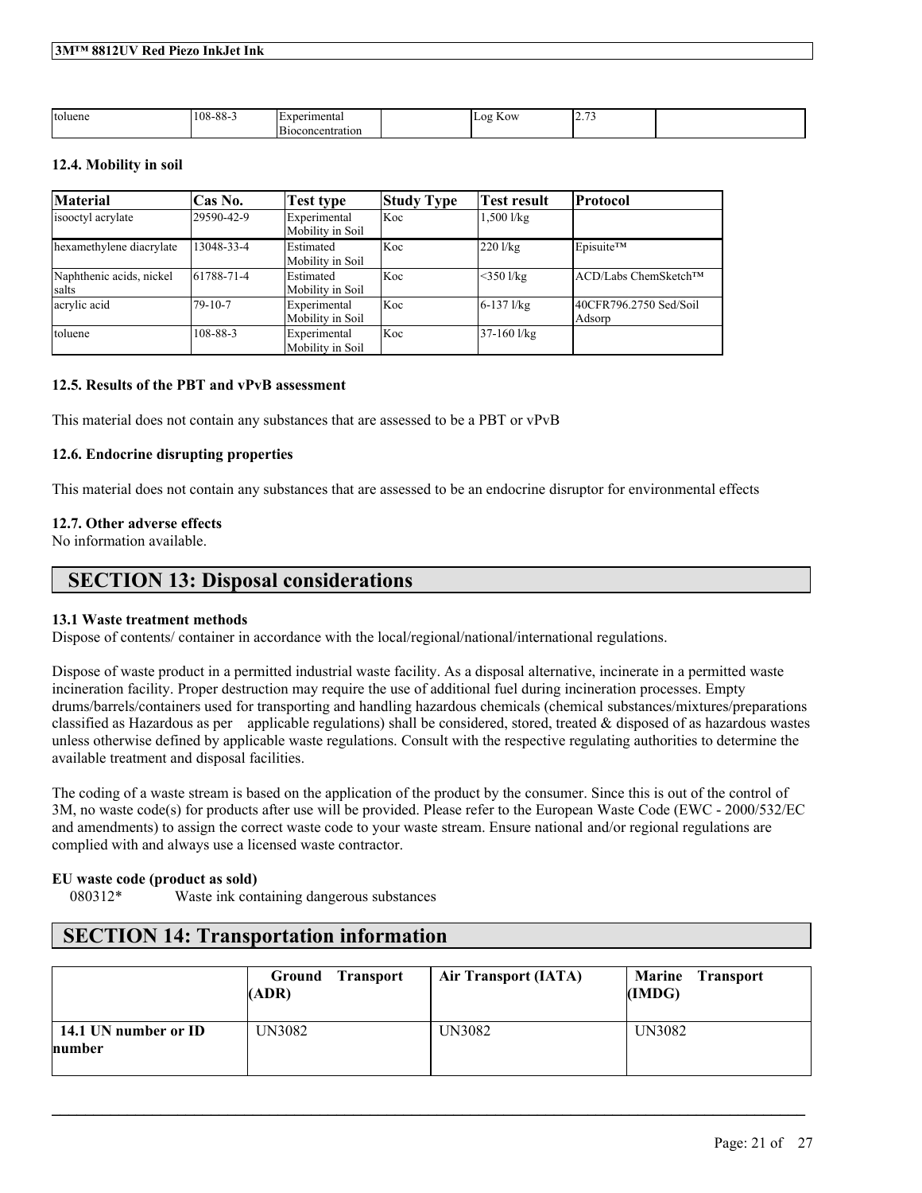| toluene | 108-88-3 | Experimental Bioconcentration | | Log Kow | 2.73 | |
|---|---|---|---|---|---|---|

### 12.4. Mobility in soil

| Material | Cas No. | Test type | Study Type | Test result | Protocol |
|---|---|---|---|---|---|
| isooctyl acrylate | 29590-42-9 | Experimental Mobility in Soil | Koc | 1,500 l/kg | |
| hexamethylene diacrylate | 13048-33-4 | Estimated Mobility in Soil | Koc | 220 l/kg | Episuite™ |
| Naphthenic acids, nickel salts | 61788-71-4 | Estimated Mobility in Soil | Koc | <350 l/kg | ACD/Labs ChemSketch™ |
| acrylic acid | 79-10-7 | Experimental Mobility in Soil | Koc | 6-137 l/kg | 40CFR796.2750 Sed/Soil Adsorp |
| toluene | 108-88-3 | Experimental Mobility in Soil | Koc | 37-160 l/kg | |

### 12.5. Results of the PBT and vPvB assessment

This material does not contain any substances that are assessed to be a PBT or vPvB

### 12.6. Endocrine disrupting properties

This material does not contain any substances that are assessed to be an endocrine disruptor for environmental effects

### 12.7. Other adverse effects

No information available.

## SECTION 13: Disposal considerations

### 13.1 Waste treatment methods

Dispose of contents/ container in accordance with the local/regional/national/international regulations.

Dispose of waste product in a permitted industrial waste facility. As a disposal alternative, incinerate in a permitted waste incineration facility. Proper destruction may require the use of additional fuel during incineration processes. Empty drums/barrels/containers used for transporting and handling hazardous chemicals (chemical substances/mixtures/preparations classified as Hazardous as per applicable regulations) shall be considered, stored, treated & disposed of as hazardous wastes unless otherwise defined by applicable waste regulations. Consult with the respective regulating authorities to determine the available treatment and disposal facilities.

The coding of a waste stream is based on the application of the product by the consumer. Since this is out of the control of 3M, no waste code(s) for products after use will be provided. Please refer to the European Waste Code (EWC - 2000/532/EC and amendments) to assign the correct waste code to your waste stream. Ensure national and/or regional regulations are complied with and always use a licensed waste contractor.

**EU waste code (product as sold)**

080312* Waste ink containing dangerous substances

## SECTION 14: Transportation information

| | Ground Transport (ADR) | Air Transport (IATA) | Marine Transport (IMDG) |
|---|---|---|---|
| **14.1 UN number or ID number** | UN3082 | UN3082 | UN3082 |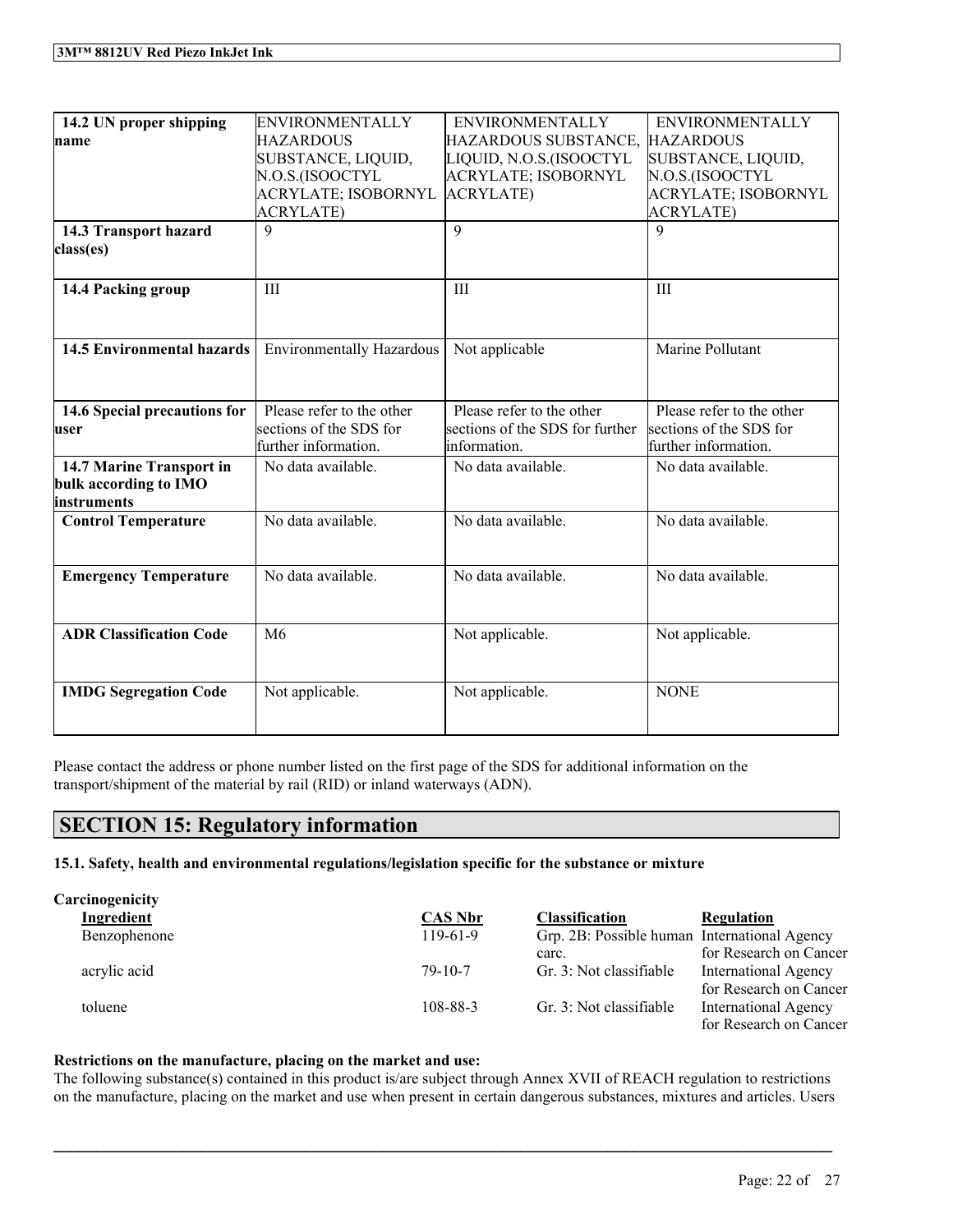| | | | |
|---|---|---|---|
| **14.2 UN proper shipping name** | ENVIRONMENTALLY HAZARDOUS SUBSTANCE, LIQUID, N.O.S.(ISOOCTYL ACRYLATE; ISOBORNYL ACRYLATE) | ENVIRONMENTALLY HAZARDOUS SUBSTANCE, LIQUID, N.O.S.(ISOOCTYL ACRYLATE; ISOBORNYL ACRYLATE) | ENVIRONMENTALLY HAZARDOUS SUBSTANCE, LIQUID, N.O.S.(ISOOCTYL ACRYLATE; ISOBORNYL ACRYLATE) |
| **14.3 Transport hazard class(es)** | 9 | 9 | 9 |
| **14.4 Packing group** | III | III | III |
| **14.5 Environmental hazards** | Environmentally Hazardous | Not applicable | Marine Pollutant |
| **14.6 Special precautions for user** | Please refer to the other sections of the SDS for further information. | Please refer to the other sections of the SDS for further information. | Please refer to the other sections of the SDS for further information. |
| **14.7 Marine Transport in bulk according to IMO instruments** | No data available. | No data available. | No data available. |
| **Control Temperature** | No data available. | No data available. | No data available. |
| **Emergency Temperature** | No data available. | No data available. | No data available. |
| **ADR Classification Code** | M6 | Not applicable. | Not applicable. |
| **IMDG Segregation Code** | Not applicable. | Not applicable. | NONE |

Please contact the address or phone number listed on the first page of the SDS for additional information on the transport/shipment of the material by rail (RID) or inland waterways (ADN).

# SECTION 15: Regulatory information

**15.1. Safety, health and environmental regulations/legislation specific for the substance or mixture**

**Carcinogenicity**

| Ingredient | CAS Nbr | Classification | Regulation |
|---|---|---|---|
| Benzophenone | 119-61-9 | Grp. 2B: Possible human carc. | International Agency for Research on Cancer |
| acrylic acid | 79-10-7 | Gr. 3: Not classifiable | International Agency for Research on Cancer |
| toluene | 108-88-3 | Gr. 3: Not classifiable | International Agency for Research on Cancer |

**Restrictions on the manufacture, placing on the market and use:**

The following substance(s) contained in this product is/are subject through Annex XVII of REACH regulation to restrictions on the manufacture, placing on the market and use when present in certain dangerous substances, mixtures and articles. Users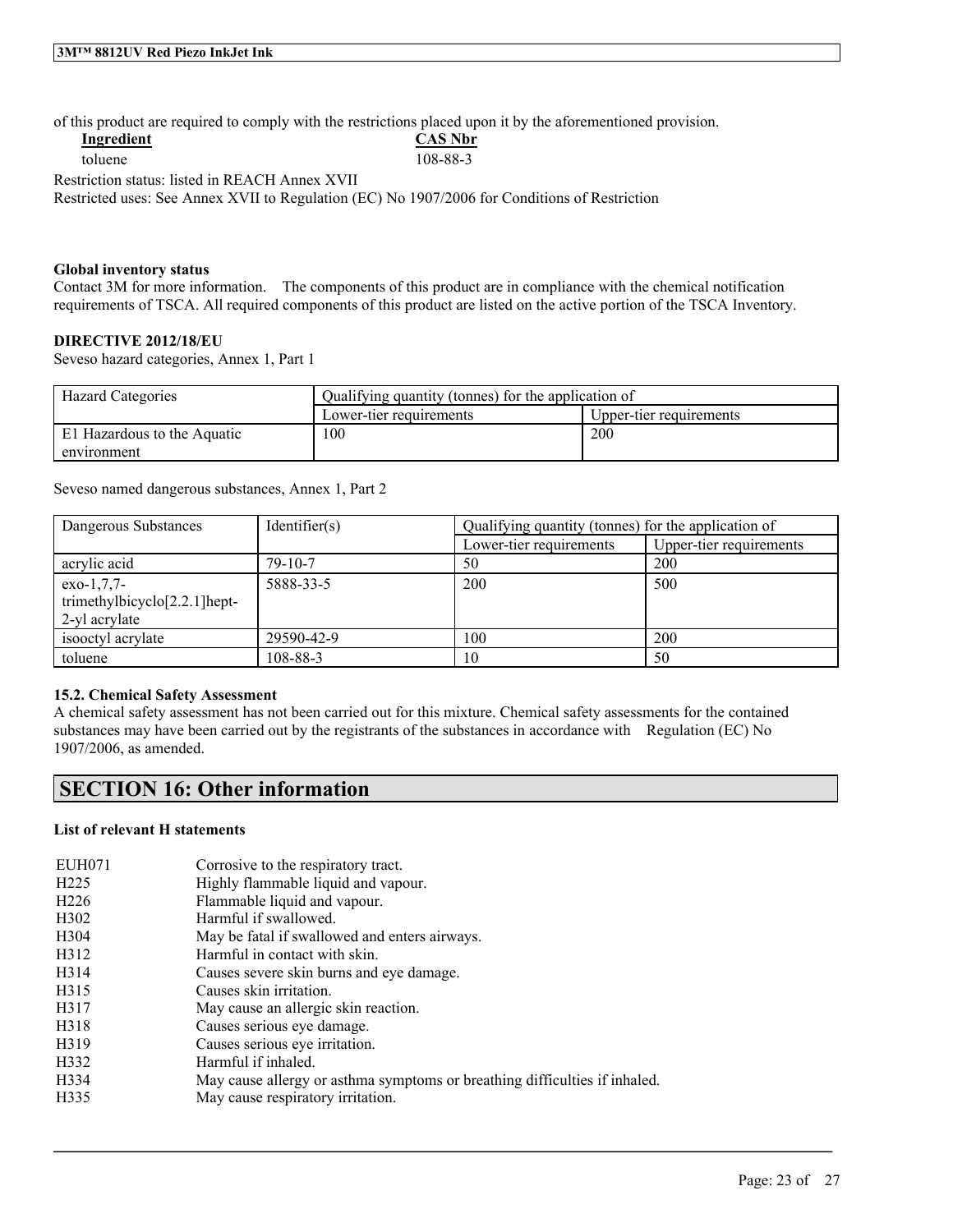of this product are required to comply with the restrictions placed upon it by the aforementioned provision.

| **Ingredient** | **CAS Nbr** |
|---|---|
| toluene | 108-88-3 |

Restriction status: listed in REACH Annex XVII
Restricted uses: See Annex XVII to Regulation (EC) No 1907/2006 for Conditions of Restriction

**Global inventory status**
Contact 3M for more information. The components of this product are in compliance with the chemical notification requirements of TSCA. All required components of this product are listed on the active portion of the TSCA Inventory.

**DIRECTIVE 2012/18/EU**
Seveso hazard categories, Annex 1, Part 1

| Hazard Categories | Qualifying quantity (tonnes) for the application of | |
|---|---|---|
| | Lower-tier requirements | Upper-tier requirements |
| E1 Hazardous to the Aquatic environment | 100 | 200 |

Seveso named dangerous substances, Annex 1, Part 2

| Dangerous Substances | Identifier(s) | Qualifying quantity (tonnes) for the application of | |
|---|---|---|---|
| | | Lower-tier requirements | Upper-tier requirements |
| acrylic acid | 79-10-7 | 50 | 200 |
| exo-1,7,7-trimethylbicyclo[2.2.1]hept-2-yl acrylate | 5888-33-5 | 200 | 500 |
| isooctyl acrylate | 29590-42-9 | 100 | 200 |
| toluene | 108-88-3 | 10 | 50 |

**15.2. Chemical Safety Assessment**
A chemical safety assessment has not been carried out for this mixture. Chemical safety assessments for the contained substances may have been carried out by the registrants of the substances in accordance with Regulation (EC) No 1907/2006, as amended.

## SECTION 16: Other information

**List of relevant H statements**

| | |
|---|---|
| EUH071 | Corrosive to the respiratory tract. |
| H225 | Highly flammable liquid and vapour. |
| H226 | Flammable liquid and vapour. |
| H302 | Harmful if swallowed. |
| H304 | May be fatal if swallowed and enters airways. |
| H312 | Harmful in contact with skin. |
| H314 | Causes severe skin burns and eye damage. |
| H315 | Causes skin irritation. |
| H317 | May cause an allergic skin reaction. |
| H318 | Causes serious eye damage. |
| H319 | Causes serious eye irritation. |
| H332 | Harmful if inhaled. |
| H334 | May cause allergy or asthma symptoms or breathing difficulties if inhaled. |
| H335 | May cause respiratory irritation. |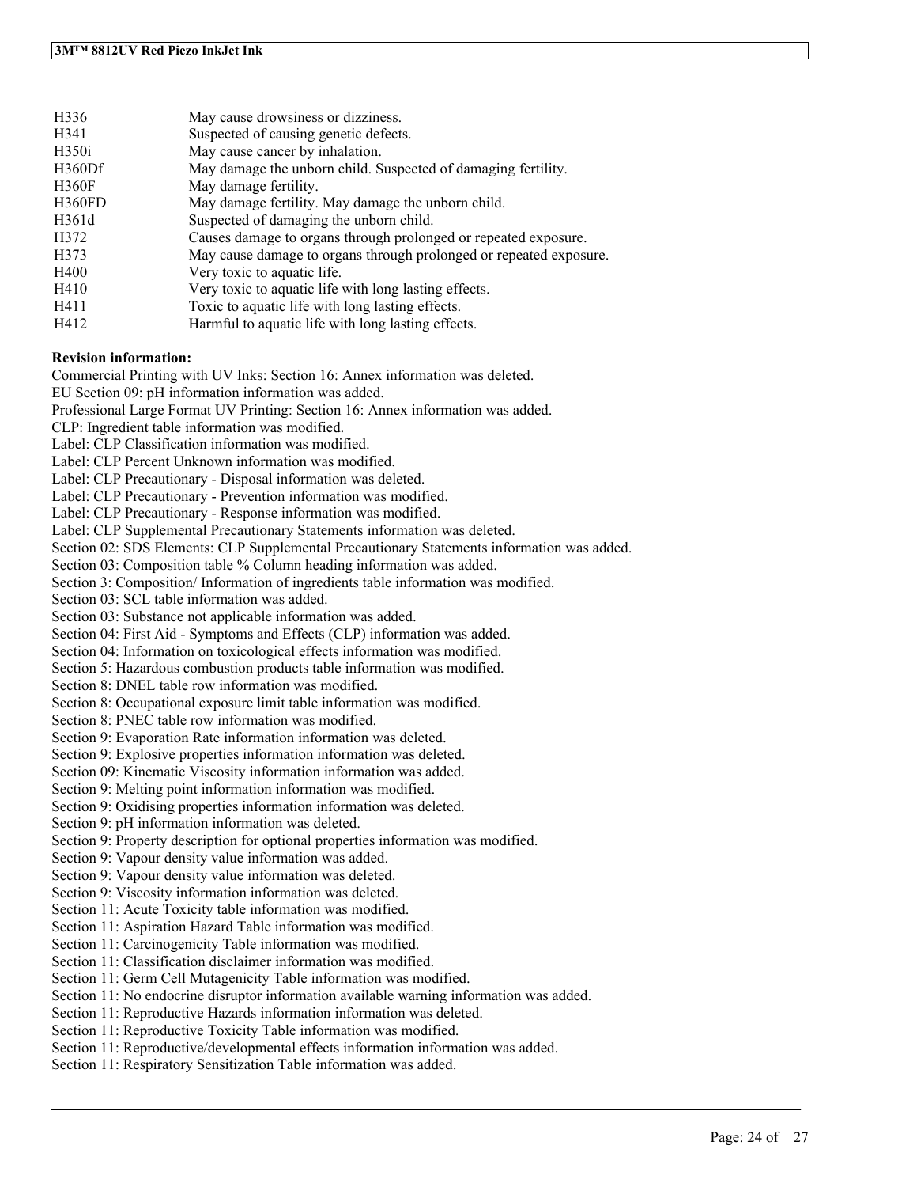| | |
|---|---|
| H336 | May cause drowsiness or dizziness. |
| H341 | Suspected of causing genetic defects. |
| H350i | May cause cancer by inhalation. |
| H360Df | May damage the unborn child. Suspected of damaging fertility. |
| H360F | May damage fertility. |
| H360FD | May damage fertility. May damage the unborn child. |
| H361d | Suspected of damaging the unborn child. |
| H372 | Causes damage to organs through prolonged or repeated exposure. |
| H373 | May cause damage to organs through prolonged or repeated exposure. |
| H400 | Very toxic to aquatic life. |
| H410 | Very toxic to aquatic life with long lasting effects. |
| H411 | Toxic to aquatic life with long lasting effects. |
| H412 | Harmful to aquatic life with long lasting effects. |

**Revision information:**

Commercial Printing with UV Inks: Section 16: Annex information was deleted.
EU Section 09: pH information information was added.
Professional Large Format UV Printing: Section 16: Annex information was added.
CLP: Ingredient table information was modified.
Label: CLP Classification information was modified.
Label: CLP Percent Unknown information was modified.
Label: CLP Precautionary - Disposal information was deleted.
Label: CLP Precautionary - Prevention information was modified.
Label: CLP Precautionary - Response information was modified.
Label: CLP Supplemental Precautionary Statements information was deleted.
Section 02: SDS Elements: CLP Supplemental Precautionary Statements information was added.
Section 03: Composition table % Column heading information was added.
Section 3: Composition/ Information of ingredients table information was modified.
Section 03: SCL table information was added.
Section 03: Substance not applicable information was added.
Section 04: First Aid - Symptoms and Effects (CLP) information was added.
Section 04: Information on toxicological effects information was modified.
Section 5: Hazardous combustion products table information was modified.
Section 8: DNEL table row information was modified.
Section 8: Occupational exposure limit table information was modified.
Section 8: PNEC table row information was modified.
Section 9: Evaporation Rate information information was deleted.
Section 9: Explosive properties information information was deleted.
Section 09: Kinematic Viscosity information information was added.
Section 9: Melting point information information was modified.
Section 9: Oxidising properties information information was deleted.
Section 9: pH information information was deleted.
Section 9: Property description for optional properties information was modified.
Section 9: Vapour density value information was added.
Section 9: Vapour density value information was deleted.
Section 9: Viscosity information information was deleted.
Section 11: Acute Toxicity table information was modified.
Section 11: Aspiration Hazard Table information was modified.
Section 11: Carcinogenicity Table information was modified.
Section 11: Classification disclaimer information was modified.
Section 11: Germ Cell Mutagenicity Table information was modified.
Section 11: No endocrine disruptor information available warning information was added.
Section 11: Reproductive Hazards information information was deleted.
Section 11: Reproductive Toxicity Table information was modified.
Section 11: Reproductive/developmental effects information information was added.
Section 11: Respiratory Sensitization Table information was added.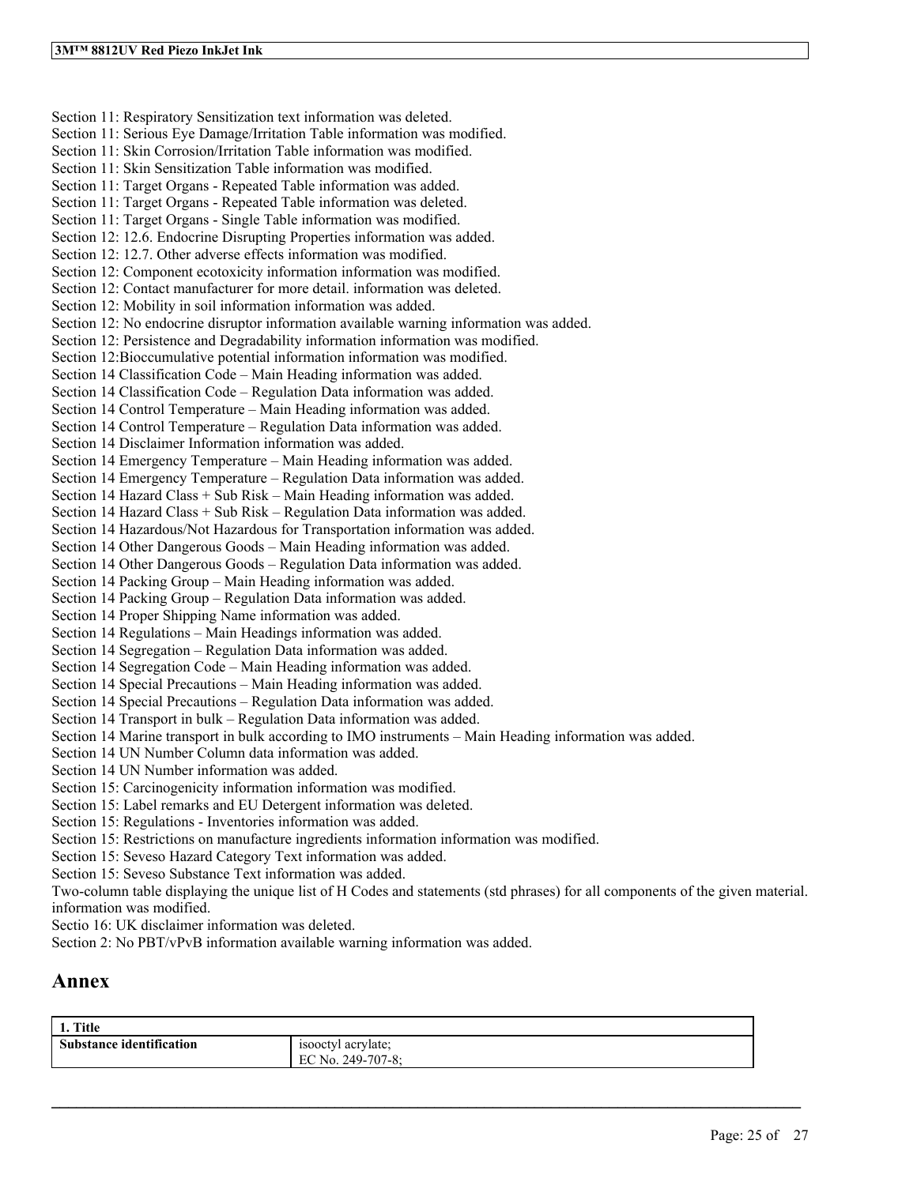Section 11: Respiratory Sensitization text information was deleted.
Section 11: Serious Eye Damage/Irritation Table information was modified.
Section 11: Skin Corrosion/Irritation Table information was modified.
Section 11: Skin Sensitization Table information was modified.
Section 11: Target Organs - Repeated Table information was added.
Section 11: Target Organs - Repeated Table information was deleted.
Section 11: Target Organs - Single Table information was modified.
Section 12: 12.6. Endocrine Disrupting Properties information was added.
Section 12: 12.7. Other adverse effects information was modified.
Section 12: Component ecotoxicity information information was modified.
Section 12: Contact manufacturer for more detail. information was deleted.
Section 12: Mobility in soil information information was added.
Section 12: No endocrine disruptor information available warning information was added.
Section 12: Persistence and Degradability information information was modified.
Section 12:Bioccumulative potential information information was modified.
Section 14 Classification Code – Main Heading information was added.
Section 14 Classification Code – Regulation Data information was added.
Section 14 Control Temperature – Main Heading information was added.
Section 14 Control Temperature – Regulation Data information was added.
Section 14 Disclaimer Information information was added.
Section 14 Emergency Temperature – Main Heading information was added.
Section 14 Emergency Temperature – Regulation Data information was added.
Section 14 Hazard Class + Sub Risk – Main Heading information was added.
Section 14 Hazard Class + Sub Risk – Regulation Data information was added.
Section 14 Hazardous/Not Hazardous for Transportation information was added.
Section 14 Other Dangerous Goods – Main Heading information was added.
Section 14 Other Dangerous Goods – Regulation Data information was added.
Section 14 Packing Group – Main Heading information was added.
Section 14 Packing Group – Regulation Data information was added.
Section 14 Proper Shipping Name information was added.
Section 14 Regulations – Main Headings information was added.
Section 14 Segregation – Regulation Data information was added.
Section 14 Segregation Code – Main Heading information was added.
Section 14 Special Precautions – Main Heading information was added.
Section 14 Special Precautions – Regulation Data information was added.
Section 14 Transport in bulk – Regulation Data information was added.
Section 14 Marine transport in bulk according to IMO instruments – Main Heading information was added.
Section 14 UN Number Column data information was added.
Section 14 UN Number information was added.
Section 15: Carcinogenicity information information was modified.
Section 15: Label remarks and EU Detergent information was deleted.
Section 15: Regulations - Inventories information was added.
Section 15: Restrictions on manufacture ingredients information information was modified.
Section 15: Seveso Hazard Category Text information was added.
Section 15: Seveso Substance Text information was added.
Two-column table displaying the unique list of H Codes and statements (std phrases) for all components of the given material. information was modified.
Sectio 16: UK disclaimer information was deleted.
Section 2: No PBT/vPvB information available warning information was added.

# Annex

| **1. Title** | |
|---|---|
| **Substance identification** | isooctyl acrylate;<br>EC No. 249-707-8; |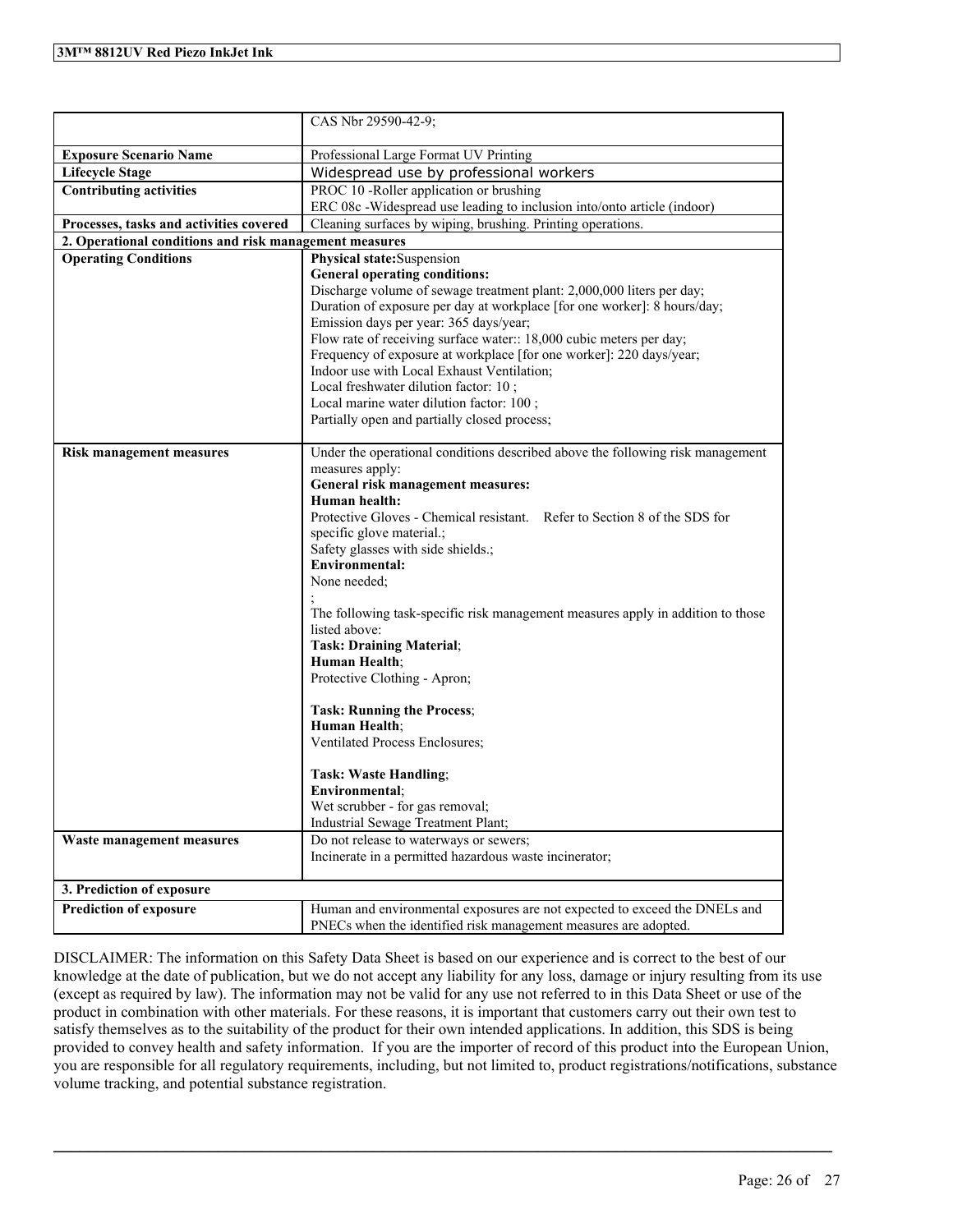| | CAS Nbr 29590-42-9; |
|---|---|
| **Exposure Scenario Name** | Professional Large Format UV Printing |
| **Lifecycle Stage** | Widespread use by professional workers |
| **Contributing activities** | PROC 10 -Roller application or brushing<br>ERC 08c -Widespread use leading to inclusion into/onto article (indoor) |
| **Processes, tasks and activities covered** | Cleaning surfaces by wiping, brushing. Printing operations. |
| **2. Operational conditions and risk management measures** | |
| **Operating Conditions** | **Physical state:**Suspension<br>**General operating conditions:**<br>Discharge volume of sewage treatment plant: 2,000,000 liters per day;<br>Duration of exposure per day at workplace [for one worker]: 8 hours/day;<br>Emission days per year: 365 days/year;<br>Flow rate of receiving surface water:: 18,000 cubic meters per day;<br>Frequency of exposure at workplace [for one worker]: 220 days/year;<br>Indoor use with Local Exhaust Ventilation;<br>Local freshwater dilution factor: 10 ;<br>Local marine water dilution factor: 100 ;<br>Partially open and partially closed process; |
| **Risk management measures** | Under the operational conditions described above the following risk management measures apply:<br>**General risk management measures:**<br>**Human health:**<br>Protective Gloves - Chemical resistant. Refer to Section 8 of the SDS for specific glove material.;<br>Safety glasses with side shields.;<br>**Environmental:**<br>None needed;<br>;<br>The following task-specific risk management measures apply in addition to those listed above:<br>**Task: Draining Material**;<br>**Human Health**;<br>Protective Clothing - Apron;<br><br>**Task: Running the Process**;<br>**Human Health**;<br>Ventilated Process Enclosures;<br><br>**Task: Waste Handling**;<br>**Environmental**;<br>Wet scrubber - for gas removal;<br>Industrial Sewage Treatment Plant; |
| **Waste management measures** | Do not release to waterways or sewers;<br>Incinerate in a permitted hazardous waste incinerator; |
| **3. Prediction of exposure** | |
| **Prediction of exposure** | Human and environmental exposures are not expected to exceed the DNELs and PNECs when the identified risk management measures are adopted. |

DISCLAIMER: The information on this Safety Data Sheet is based on our experience and is correct to the best of our knowledge at the date of publication, but we do not accept any liability for any loss, damage or injury resulting from its use (except as required by law). The information may not be valid for any use not referred to in this Data Sheet or use of the product in combination with other materials. For these reasons, it is important that customers carry out their own test to satisfy themselves as to the suitability of the product for their own intended applications. In addition, this SDS is being provided to convey health and safety information. If you are the importer of record of this product into the European Union, you are responsible for all regulatory requirements, including, but not limited to, product registrations/notifications, substance volume tracking, and potential substance registration.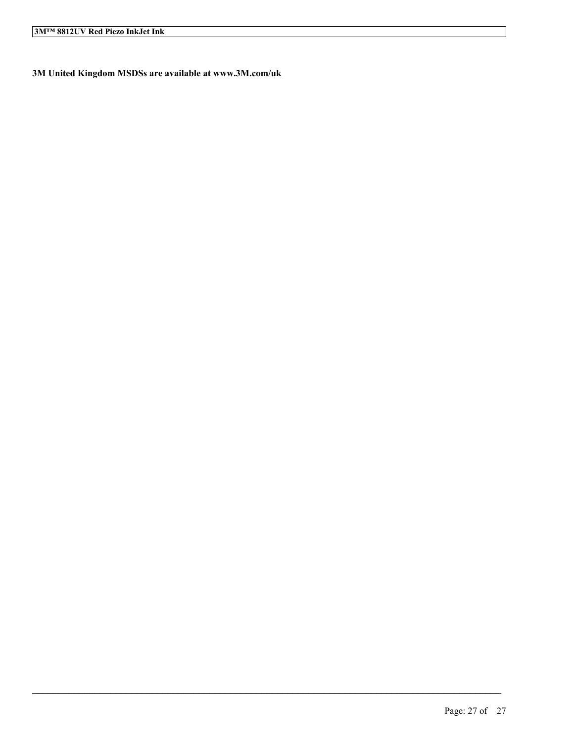**3M United Kingdom MSDSs are available at www.3M.com/uk**